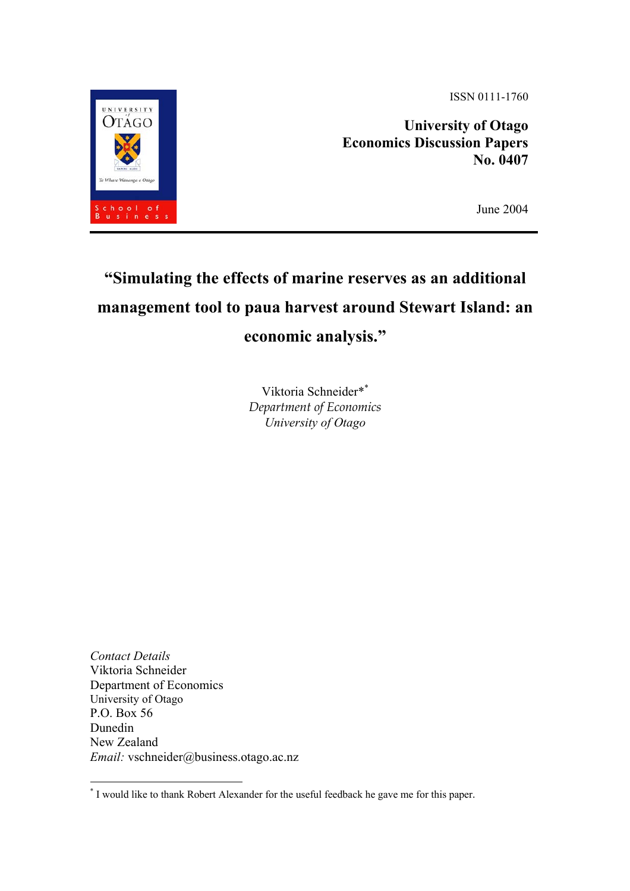ISSN 0111-1760

**University of Otago**
**Economics Discussion Papers**
**No. 0407**

June 2004

# "Simulating the effects of marine reserves as an additional management tool to paua harvest around Stewart Island: an economic analysis."

Viktoria Schneider*[*]
*Department of Economics*
*University of Otago*

*Contact Details*
Viktoria Schneider
Department of Economics
University of Otago
P.O. Box 56
Dunedin
New Zealand
*Email:* vschneider@business.otago.ac.nz

[*] I would like to thank Robert Alexander for the useful feedback he gave me for this paper.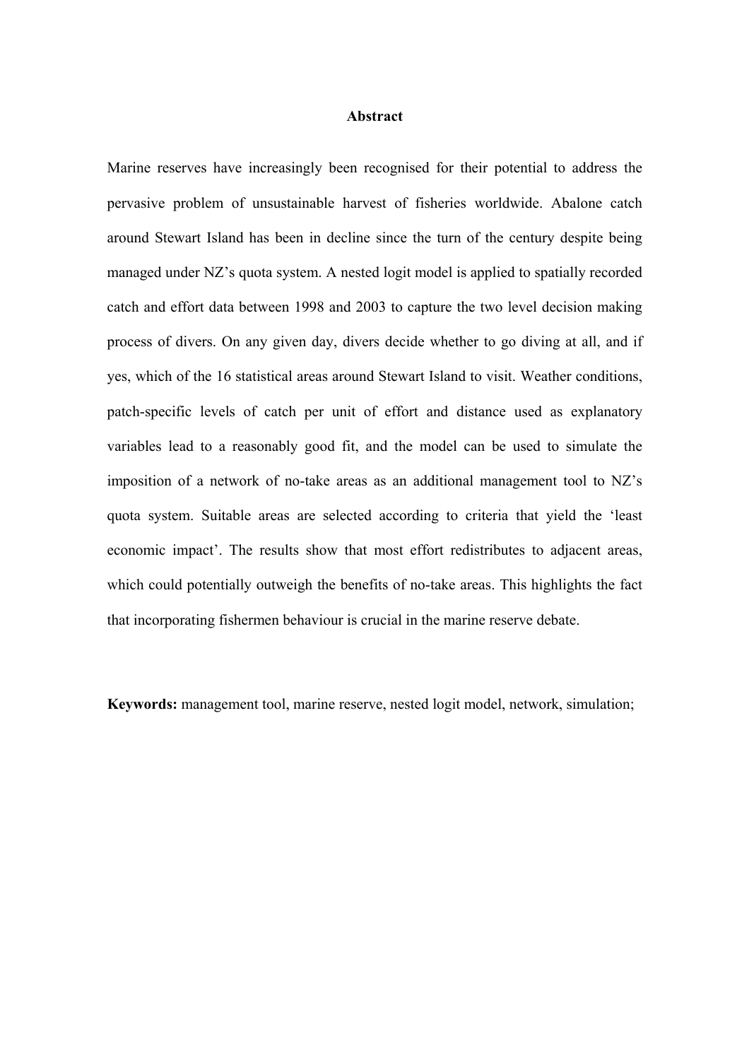## Abstract

Marine reserves have increasingly been recognised for their potential to address the pervasive problem of unsustainable harvest of fisheries worldwide. Abalone catch around Stewart Island has been in decline since the turn of the century despite being managed under NZ's quota system. A nested logit model is applied to spatially recorded catch and effort data between 1998 and 2003 to capture the two level decision making process of divers. On any given day, divers decide whether to go diving at all, and if yes, which of the 16 statistical areas around Stewart Island to visit. Weather conditions, patch-specific levels of catch per unit of effort and distance used as explanatory variables lead to a reasonably good fit, and the model can be used to simulate the imposition of a network of no-take areas as an additional management tool to NZ's quota system. Suitable areas are selected according to criteria that yield the 'least economic impact'. The results show that most effort redistributes to adjacent areas, which could potentially outweigh the benefits of no-take areas. This highlights the fact that incorporating fishermen behaviour is crucial in the marine reserve debate.

**Keywords:** management tool, marine reserve, nested logit model, network, simulation;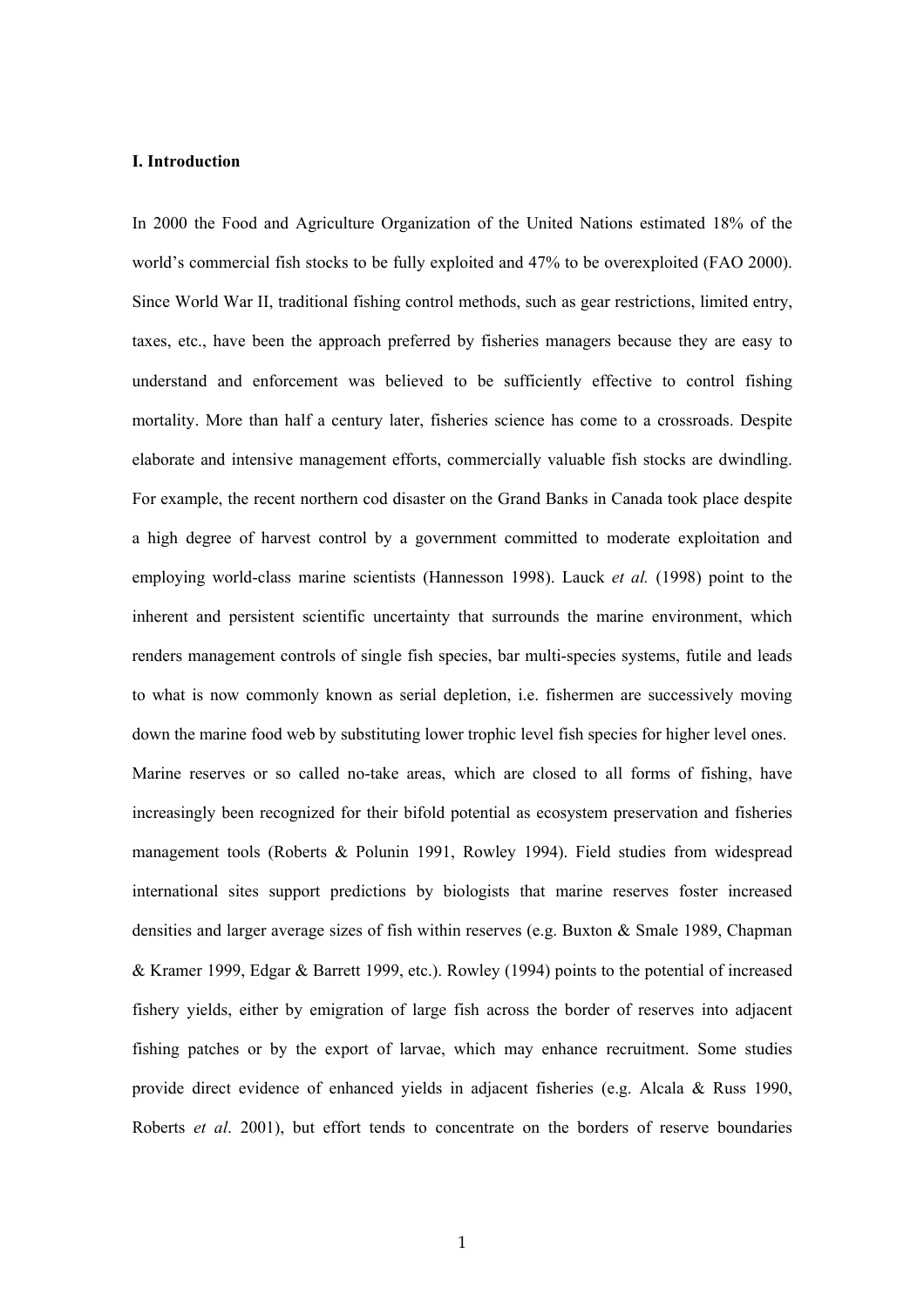## I. Introduction

In 2000 the Food and Agriculture Organization of the United Nations estimated 18% of the world's commercial fish stocks to be fully exploited and 47% to be overexploited (FAO 2000). Since World War II, traditional fishing control methods, such as gear restrictions, limited entry, taxes, etc., have been the approach preferred by fisheries managers because they are easy to understand and enforcement was believed to be sufficiently effective to control fishing mortality. More than half a century later, fisheries science has come to a crossroads. Despite elaborate and intensive management efforts, commercially valuable fish stocks are dwindling. For example, the recent northern cod disaster on the Grand Banks in Canada took place despite a high degree of harvest control by a government committed to moderate exploitation and employing world-class marine scientists (Hannesson 1998). Lauck *et al.* (1998) point to the inherent and persistent scientific uncertainty that surrounds the marine environment, which renders management controls of single fish species, bar multi-species systems, futile and leads to what is now commonly known as serial depletion, i.e. fishermen are successively moving down the marine food web by substituting lower trophic level fish species for higher level ones.

Marine reserves or so called no-take areas, which are closed to all forms of fishing, have increasingly been recognized for their bifold potential as ecosystem preservation and fisheries management tools (Roberts & Polunin 1991, Rowley 1994). Field studies from widespread international sites support predictions by biologists that marine reserves foster increased densities and larger average sizes of fish within reserves (e.g. Buxton & Smale 1989, Chapman & Kramer 1999, Edgar & Barrett 1999, etc.). Rowley (1994) points to the potential of increased fishery yields, either by emigration of large fish across the border of reserves into adjacent fishing patches or by the export of larvae, which may enhance recruitment. Some studies provide direct evidence of enhanced yields in adjacent fisheries (e.g. Alcala & Russ 1990, Roberts *et al*. 2001), but effort tends to concentrate on the borders of reserve boundaries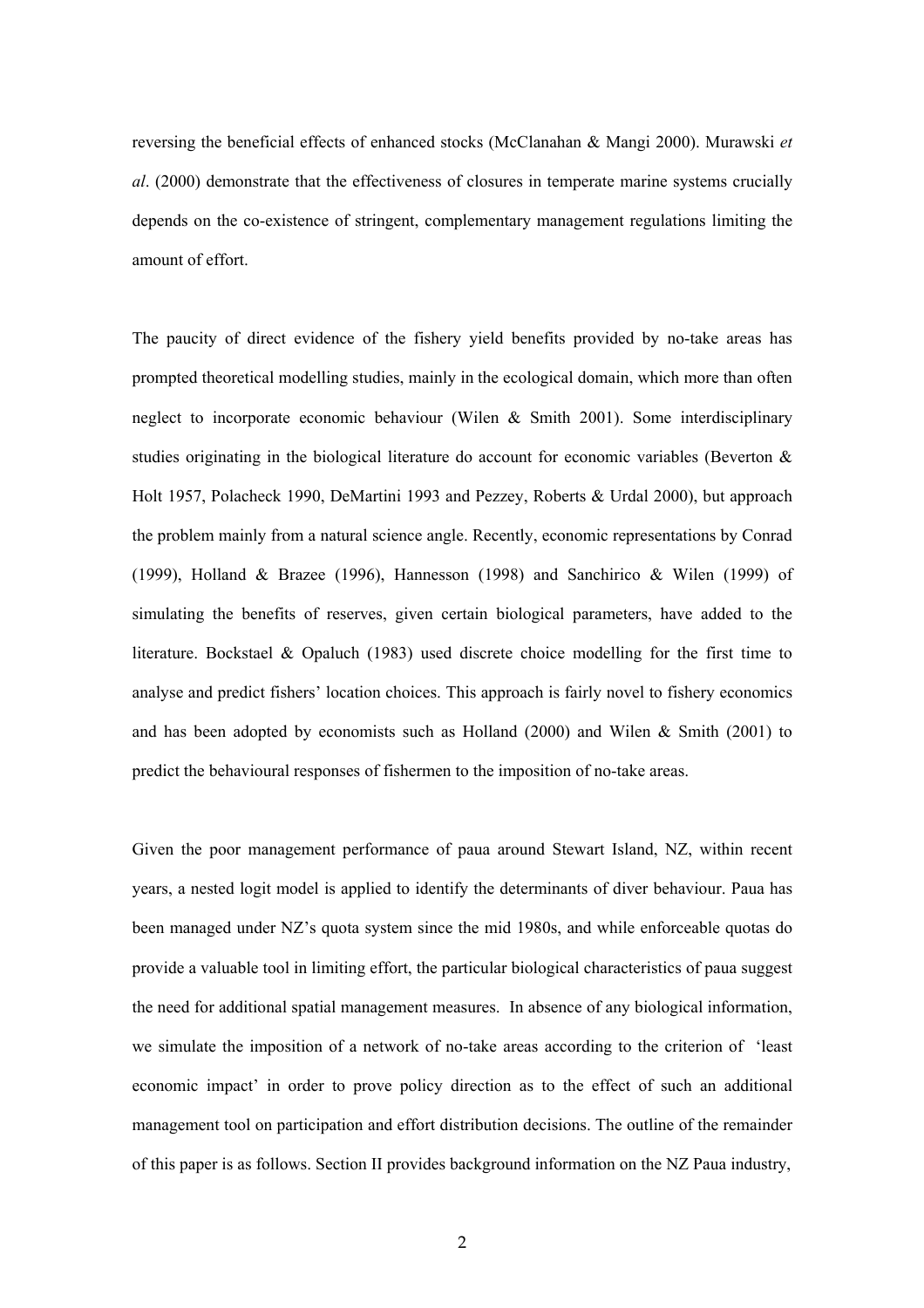reversing the beneficial effects of enhanced stocks (McClanahan & Mangi 2000). Murawski *et al*. (2000) demonstrate that the effectiveness of closures in temperate marine systems crucially depends on the co-existence of stringent, complementary management regulations limiting the amount of effort.

The paucity of direct evidence of the fishery yield benefits provided by no-take areas has prompted theoretical modelling studies, mainly in the ecological domain, which more than often neglect to incorporate economic behaviour (Wilen & Smith 2001). Some interdisciplinary studies originating in the biological literature do account for economic variables (Beverton & Holt 1957, Polacheck 1990, DeMartini 1993 and Pezzey, Roberts & Urdal 2000), but approach the problem mainly from a natural science angle. Recently, economic representations by Conrad (1999), Holland & Brazee (1996), Hannesson (1998) and Sanchirico & Wilen (1999) of simulating the benefits of reserves, given certain biological parameters, have added to the literature. Bockstael & Opaluch (1983) used discrete choice modelling for the first time to analyse and predict fishers' location choices. This approach is fairly novel to fishery economics and has been adopted by economists such as Holland (2000) and Wilen & Smith (2001) to predict the behavioural responses of fishermen to the imposition of no-take areas.

Given the poor management performance of paua around Stewart Island, NZ, within recent years, a nested logit model is applied to identify the determinants of diver behaviour. Paua has been managed under NZ's quota system since the mid 1980s, and while enforceable quotas do provide a valuable tool in limiting effort, the particular biological characteristics of paua suggest the need for additional spatial management measures. In absence of any biological information, we simulate the imposition of a network of no-take areas according to the criterion of 'least economic impact' in order to prove policy direction as to the effect of such an additional management tool on participation and effort distribution decisions. The outline of the remainder of this paper is as follows. Section II provides background information on the NZ Paua industry,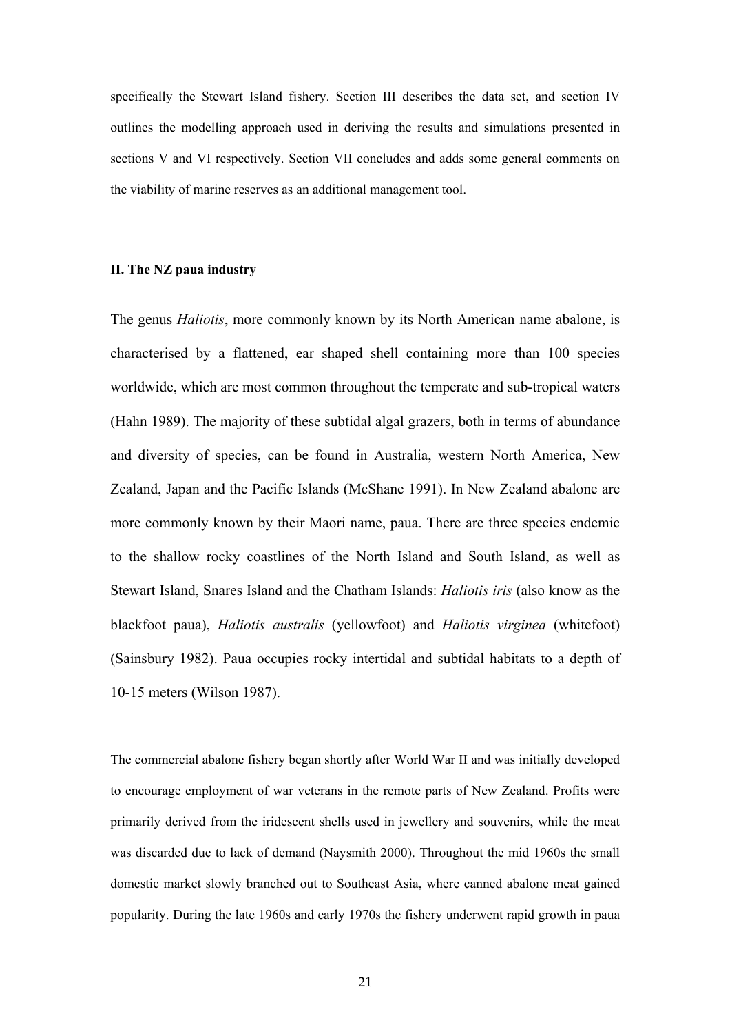specifically the Stewart Island fishery. Section III describes the data set, and section IV outlines the modelling approach used in deriving the results and simulations presented in sections V and VI respectively. Section VII concludes and adds some general comments on the viability of marine reserves as an additional management tool.

## II. The NZ paua industry

The genus *Haliotis*, more commonly known by its North American name abalone, is characterised by a flattened, ear shaped shell containing more than 100 species worldwide, which are most common throughout the temperate and sub-tropical waters (Hahn 1989). The majority of these subtidal algal grazers, both in terms of abundance and diversity of species, can be found in Australia, western North America, New Zealand, Japan and the Pacific Islands (McShane 1991). In New Zealand abalone are more commonly known by their Maori name, paua. There are three species endemic to the shallow rocky coastlines of the North Island and South Island, as well as Stewart Island, Snares Island and the Chatham Islands: *Haliotis iris* (also know as the blackfoot paua), *Haliotis australis* (yellowfoot) and *Haliotis virginea* (whitefoot) (Sainsbury 1982). Paua occupies rocky intertidal and subtidal habitats to a depth of 10-15 meters (Wilson 1987).

The commercial abalone fishery began shortly after World War II and was initially developed to encourage employment of war veterans in the remote parts of New Zealand. Profits were primarily derived from the iridescent shells used in jewellery and souvenirs, while the meat was discarded due to lack of demand (Naysmith 2000). Throughout the mid 1960s the small domestic market slowly branched out to Southeast Asia, where canned abalone meat gained popularity. During the late 1960s and early 1970s the fishery underwent rapid growth in paua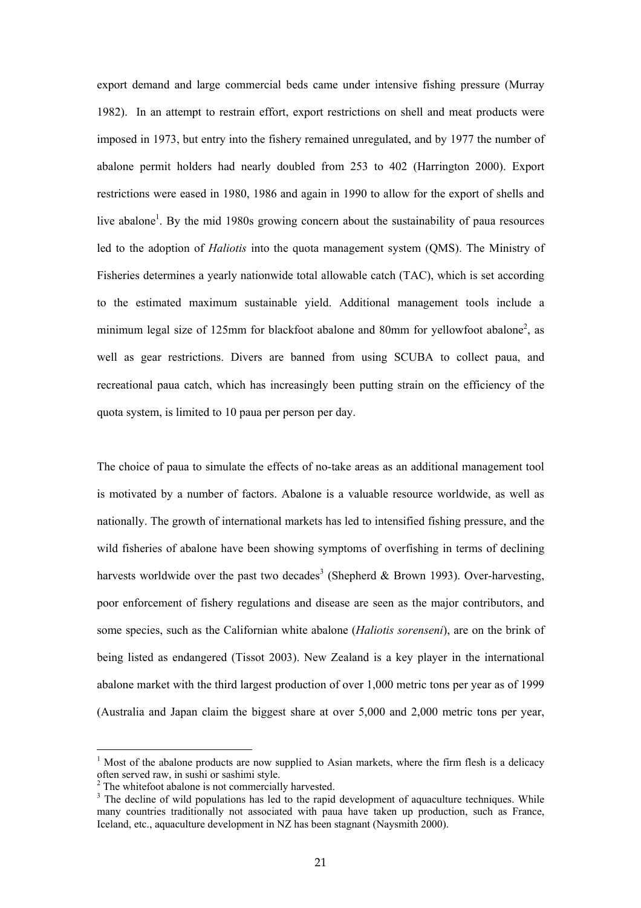export demand and large commercial beds came under intensive fishing pressure (Murray 1982). In an attempt to restrain effort, export restrictions on shell and meat products were imposed in 1973, but entry into the fishery remained unregulated, and by 1977 the number of abalone permit holders had nearly doubled from 253 to 402 (Harrington 2000). Export restrictions were eased in 1980, 1986 and again in 1990 to allow for the export of shells and live abalone[1]. By the mid 1980s growing concern about the sustainability of paua resources led to the adoption of *Haliotis* into the quota management system (QMS). The Ministry of Fisheries determines a yearly nationwide total allowable catch (TAC), which is set according to the estimated maximum sustainable yield. Additional management tools include a minimum legal size of 125mm for blackfoot abalone and 80mm for yellowfoot abalone[2], as well as gear restrictions. Divers are banned from using SCUBA to collect paua, and recreational paua catch, which has increasingly been putting strain on the efficiency of the quota system, is limited to 10 paua per person per day.

The choice of paua to simulate the effects of no-take areas as an additional management tool is motivated by a number of factors. Abalone is a valuable resource worldwide, as well as nationally. The growth of international markets has led to intensified fishing pressure, and the wild fisheries of abalone have been showing symptoms of overfishing in terms of declining harvests worldwide over the past two decades[3] (Shepherd & Brown 1993). Over-harvesting, poor enforcement of fishery regulations and disease are seen as the major contributors, and some species, such as the Californian white abalone (*Haliotis sorenseni*), are on the brink of being listed as endangered (Tissot 2003). New Zealand is a key player in the international abalone market with the third largest production of over 1,000 metric tons per year as of 1999 (Australia and Japan claim the biggest share at over 5,000 and 2,000 metric tons per year,

---

[1] Most of the abalone products are now supplied to Asian markets, where the firm flesh is a delicacy often served raw, in sushi or sashimi style.

[2] The whitefoot abalone is not commercially harvested.

[3] The decline of wild populations has led to the rapid development of aquaculture techniques. While many countries traditionally not associated with paua have taken up production, such as France, Iceland, etc., aquaculture development in NZ has been stagnant (Naysmith 2000).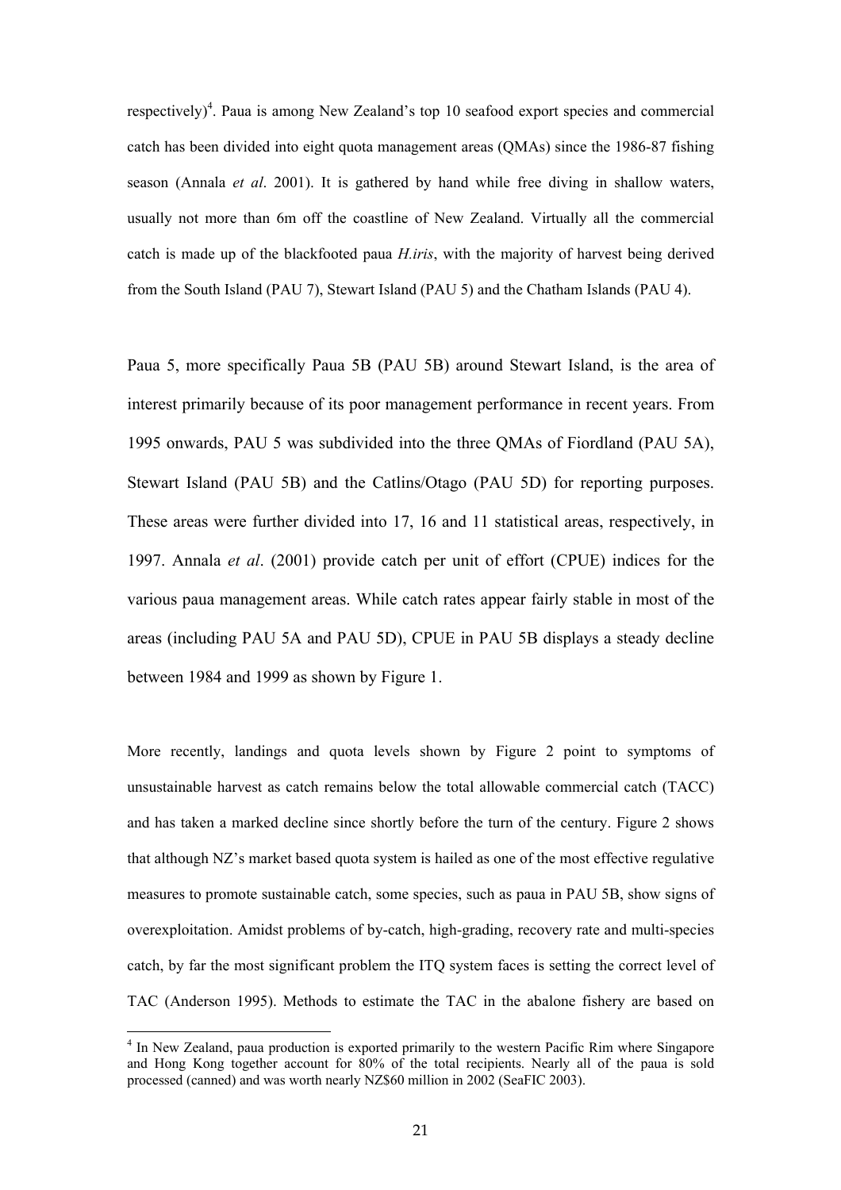respectively)[4]. Paua is among New Zealand's top 10 seafood export species and commercial catch has been divided into eight quota management areas (QMAs) since the 1986-87 fishing season (Annala *et al*. 2001). It is gathered by hand while free diving in shallow waters, usually not more than 6m off the coastline of New Zealand. Virtually all the commercial catch is made up of the blackfooted paua *H.iris*, with the majority of harvest being derived from the South Island (PAU 7), Stewart Island (PAU 5) and the Chatham Islands (PAU 4).

Paua 5, more specifically Paua 5B (PAU 5B) around Stewart Island, is the area of interest primarily because of its poor management performance in recent years. From 1995 onwards, PAU 5 was subdivided into the three QMAs of Fiordland (PAU 5A), Stewart Island (PAU 5B) and the Catlins/Otago (PAU 5D) for reporting purposes. These areas were further divided into 17, 16 and 11 statistical areas, respectively, in 1997. Annala *et al*. (2001) provide catch per unit of effort (CPUE) indices for the various paua management areas. While catch rates appear fairly stable in most of the areas (including PAU 5A and PAU 5D), CPUE in PAU 5B displays a steady decline between 1984 and 1999 as shown by Figure 1.

More recently, landings and quota levels shown by Figure 2 point to symptoms of unsustainable harvest as catch remains below the total allowable commercial catch (TACC) and has taken a marked decline since shortly before the turn of the century. Figure 2 shows that although NZ's market based quota system is hailed as one of the most effective regulative measures to promote sustainable catch, some species, such as paua in PAU 5B, show signs of overexploitation. Amidst problems of by-catch, high-grading, recovery rate and multi-species catch, by far the most significant problem the ITQ system faces is setting the correct level of TAC (Anderson 1995). Methods to estimate the TAC in the abalone fishery are based on

[4] In New Zealand, paua production is exported primarily to the western Pacific Rim where Singapore and Hong Kong together account for 80% of the total recipients. Nearly all of the paua is sold processed (canned) and was worth nearly NZ$60 million in 2002 (SeaFIC 2003).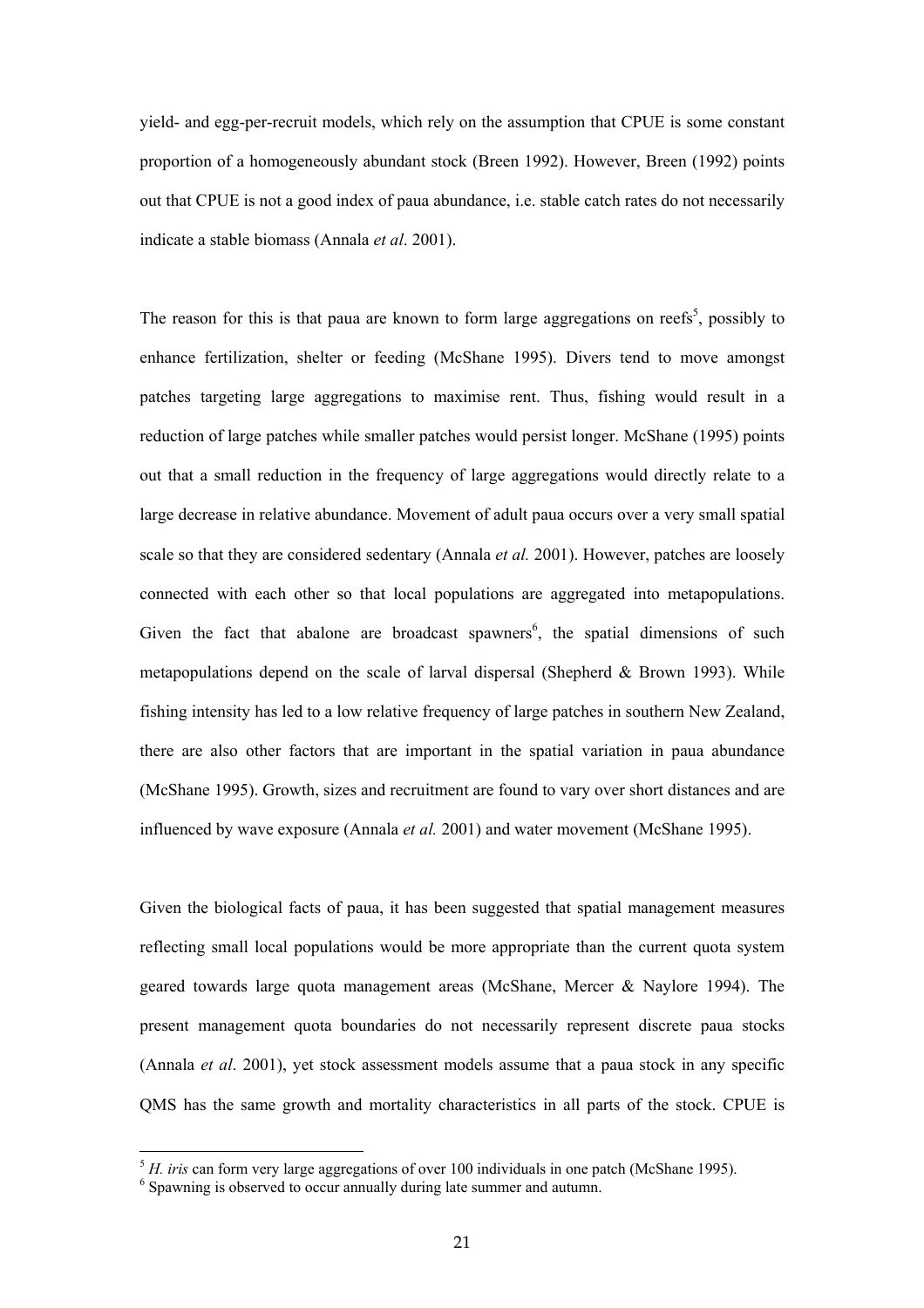yield- and egg-per-recruit models, which rely on the assumption that CPUE is some constant proportion of a homogeneously abundant stock (Breen 1992). However, Breen (1992) points out that CPUE is not a good index of paua abundance, i.e. stable catch rates do not necessarily indicate a stable biomass (Annala *et al*. 2001).

The reason for this is that paua are known to form large aggregations on reefs[5], possibly to enhance fertilization, shelter or feeding (McShane 1995). Divers tend to move amongst patches targeting large aggregations to maximise rent. Thus, fishing would result in a reduction of large patches while smaller patches would persist longer. McShane (1995) points out that a small reduction in the frequency of large aggregations would directly relate to a large decrease in relative abundance. Movement of adult paua occurs over a very small spatial scale so that they are considered sedentary (Annala *et al.* 2001). However, patches are loosely connected with each other so that local populations are aggregated into metapopulations. Given the fact that abalone are broadcast spawners[6], the spatial dimensions of such metapopulations depend on the scale of larval dispersal (Shepherd & Brown 1993). While fishing intensity has led to a low relative frequency of large patches in southern New Zealand, there are also other factors that are important in the spatial variation in paua abundance (McShane 1995). Growth, sizes and recruitment are found to vary over short distances and are influenced by wave exposure (Annala *et al.* 2001) and water movement (McShane 1995).

Given the biological facts of paua, it has been suggested that spatial management measures reflecting small local populations would be more appropriate than the current quota system geared towards large quota management areas (McShane, Mercer & Naylore 1994). The present management quota boundaries do not necessarily represent discrete paua stocks (Annala *et al*. 2001), yet stock assessment models assume that a paua stock in any specific QMS has the same growth and mortality characteristics in all parts of the stock. CPUE is

[5] *H. iris* can form very large aggregations of over 100 individuals in one patch (McShane 1995).

[6] Spawning is observed to occur annually during late summer and autumn.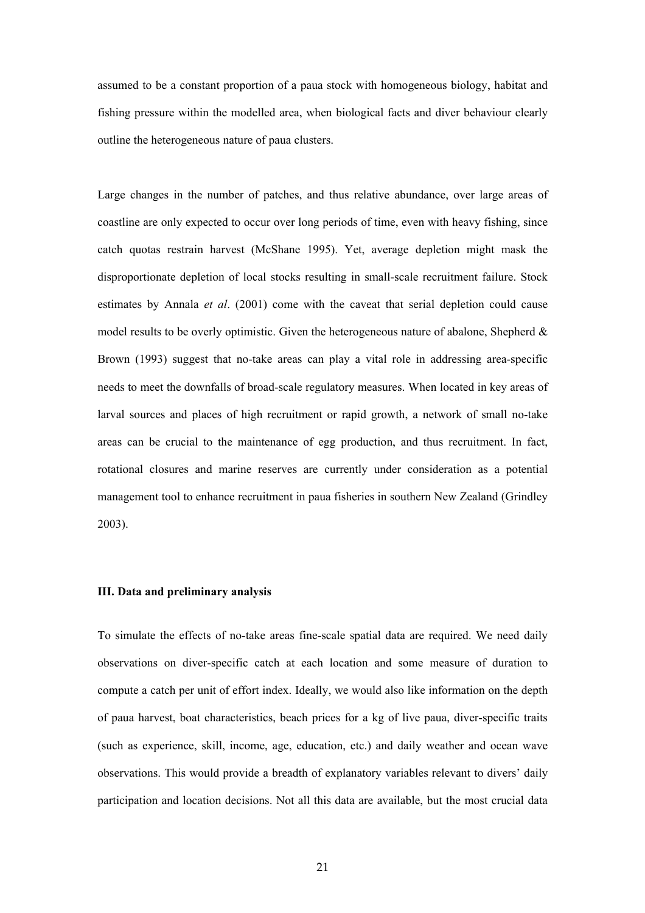assumed to be a constant proportion of a paua stock with homogeneous biology, habitat and fishing pressure within the modelled area, when biological facts and diver behaviour clearly outline the heterogeneous nature of paua clusters.

Large changes in the number of patches, and thus relative abundance, over large areas of coastline are only expected to occur over long periods of time, even with heavy fishing, since catch quotas restrain harvest (McShane 1995). Yet, average depletion might mask the disproportionate depletion of local stocks resulting in small-scale recruitment failure. Stock estimates by Annala *et al*. (2001) come with the caveat that serial depletion could cause model results to be overly optimistic. Given the heterogeneous nature of abalone, Shepherd & Brown (1993) suggest that no-take areas can play a vital role in addressing area-specific needs to meet the downfalls of broad-scale regulatory measures. When located in key areas of larval sources and places of high recruitment or rapid growth, a network of small no-take areas can be crucial to the maintenance of egg production, and thus recruitment. In fact, rotational closures and marine reserves are currently under consideration as a potential management tool to enhance recruitment in paua fisheries in southern New Zealand (Grindley 2003).

### III. Data and preliminary analysis

To simulate the effects of no-take areas fine-scale spatial data are required. We need daily observations on diver-specific catch at each location and some measure of duration to compute a catch per unit of effort index. Ideally, we would also like information on the depth of paua harvest, boat characteristics, beach prices for a kg of live paua, diver-specific traits (such as experience, skill, income, age, education, etc.) and daily weather and ocean wave observations. This would provide a breadth of explanatory variables relevant to divers' daily participation and location decisions. Not all this data are available, but the most crucial data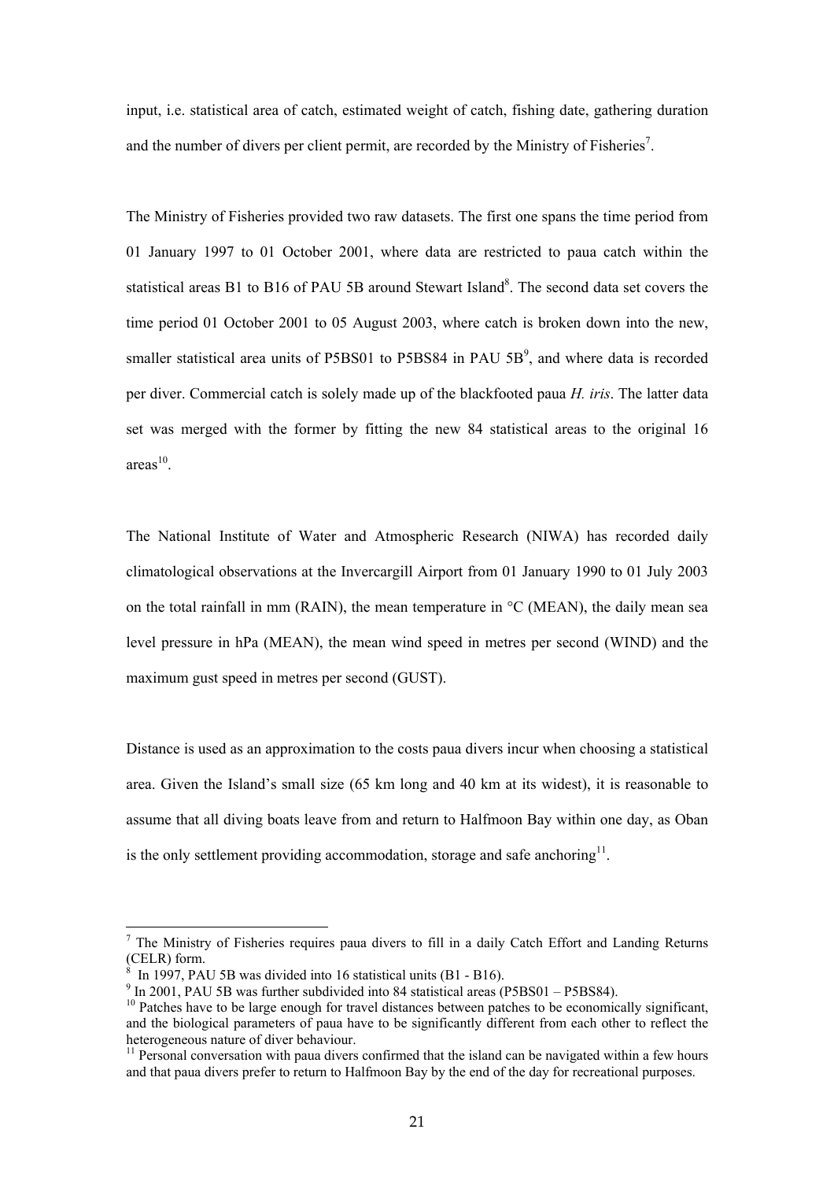input, i.e. statistical area of catch, estimated weight of catch, fishing date, gathering duration and the number of divers per client permit, are recorded by the Ministry of Fisheries[7].

The Ministry of Fisheries provided two raw datasets. The first one spans the time period from 01 January 1997 to 01 October 2001, where data are restricted to paua catch within the statistical areas B1 to B16 of PAU 5B around Stewart Island[8]. The second data set covers the time period 01 October 2001 to 05 August 2003, where catch is broken down into the new, smaller statistical area units of P5BS01 to P5BS84 in PAU 5B[9], and where data is recorded per diver. Commercial catch is solely made up of the blackfooted paua *H. iris*. The latter data set was merged with the former by fitting the new 84 statistical areas to the original 16 areas[10].

The National Institute of Water and Atmospheric Research (NIWA) has recorded daily climatological observations at the Invercargill Airport from 01 January 1990 to 01 July 2003 on the total rainfall in mm (RAIN), the mean temperature in °C (MEAN), the daily mean sea level pressure in hPa (MEAN), the mean wind speed in metres per second (WIND) and the maximum gust speed in metres per second (GUST).

Distance is used as an approximation to the costs paua divers incur when choosing a statistical area. Given the Island's small size (65 km long and 40 km at its widest), it is reasonable to assume that all diving boats leave from and return to Halfmoon Bay within one day, as Oban is the only settlement providing accommodation, storage and safe anchoring[11].

---

[7] The Ministry of Fisheries requires paua divers to fill in a daily Catch Effort and Landing Returns (CELR) form.

[8] In 1997, PAU 5B was divided into 16 statistical units (B1 - B16).

[9] In 2001, PAU 5B was further subdivided into 84 statistical areas (P5BS01 – P5BS84).

[10] Patches have to be large enough for travel distances between patches to be economically significant, and the biological parameters of paua have to be significantly different from each other to reflect the heterogeneous nature of diver behaviour.

[11] Personal conversation with paua divers confirmed that the island can be navigated within a few hours and that paua divers prefer to return to Halfmoon Bay by the end of the day for recreational purposes.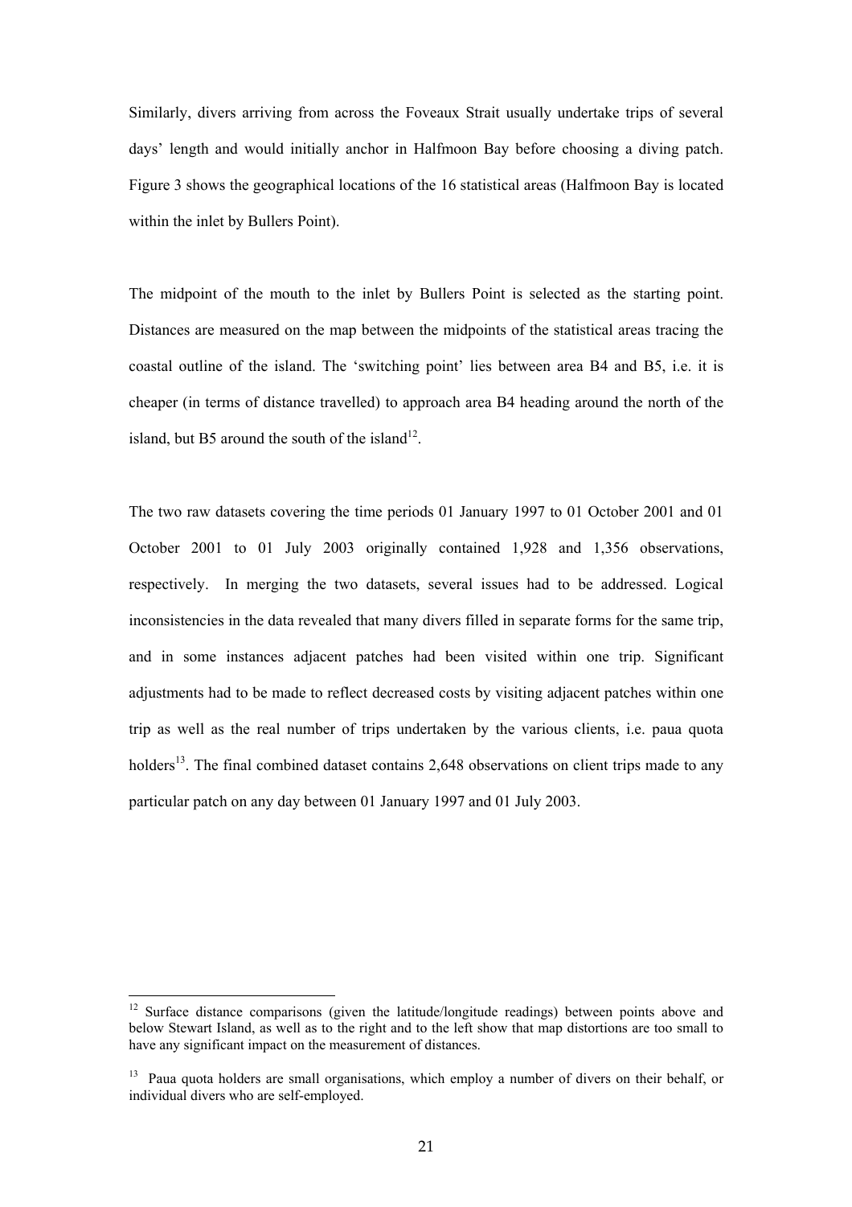Similarly, divers arriving from across the Foveaux Strait usually undertake trips of several days' length and would initially anchor in Halfmoon Bay before choosing a diving patch. Figure 3 shows the geographical locations of the 16 statistical areas (Halfmoon Bay is located within the inlet by Bullers Point).

The midpoint of the mouth to the inlet by Bullers Point is selected as the starting point. Distances are measured on the map between the midpoints of the statistical areas tracing the coastal outline of the island. The 'switching point' lies between area B4 and B5, i.e. it is cheaper (in terms of distance travelled) to approach area B4 heading around the north of the island, but B5 around the south of the island[12].

The two raw datasets covering the time periods 01 January 1997 to 01 October 2001 and 01 October 2001 to 01 July 2003 originally contained 1,928 and 1,356 observations, respectively. In merging the two datasets, several issues had to be addressed. Logical inconsistencies in the data revealed that many divers filled in separate forms for the same trip, and in some instances adjacent patches had been visited within one trip. Significant adjustments had to be made to reflect decreased costs by visiting adjacent patches within one trip as well as the real number of trips undertaken by the various clients, i.e. paua quota holders[13]. The final combined dataset contains 2,648 observations on client trips made to any particular patch on any day between 01 January 1997 and 01 July 2003.

---

[12] Surface distance comparisons (given the latitude/longitude readings) between points above and below Stewart Island, as well as to the right and to the left show that map distortions are too small to have any significant impact on the measurement of distances.

[13] Paua quota holders are small organisations, which employ a number of divers on their behalf, or individual divers who are self-employed.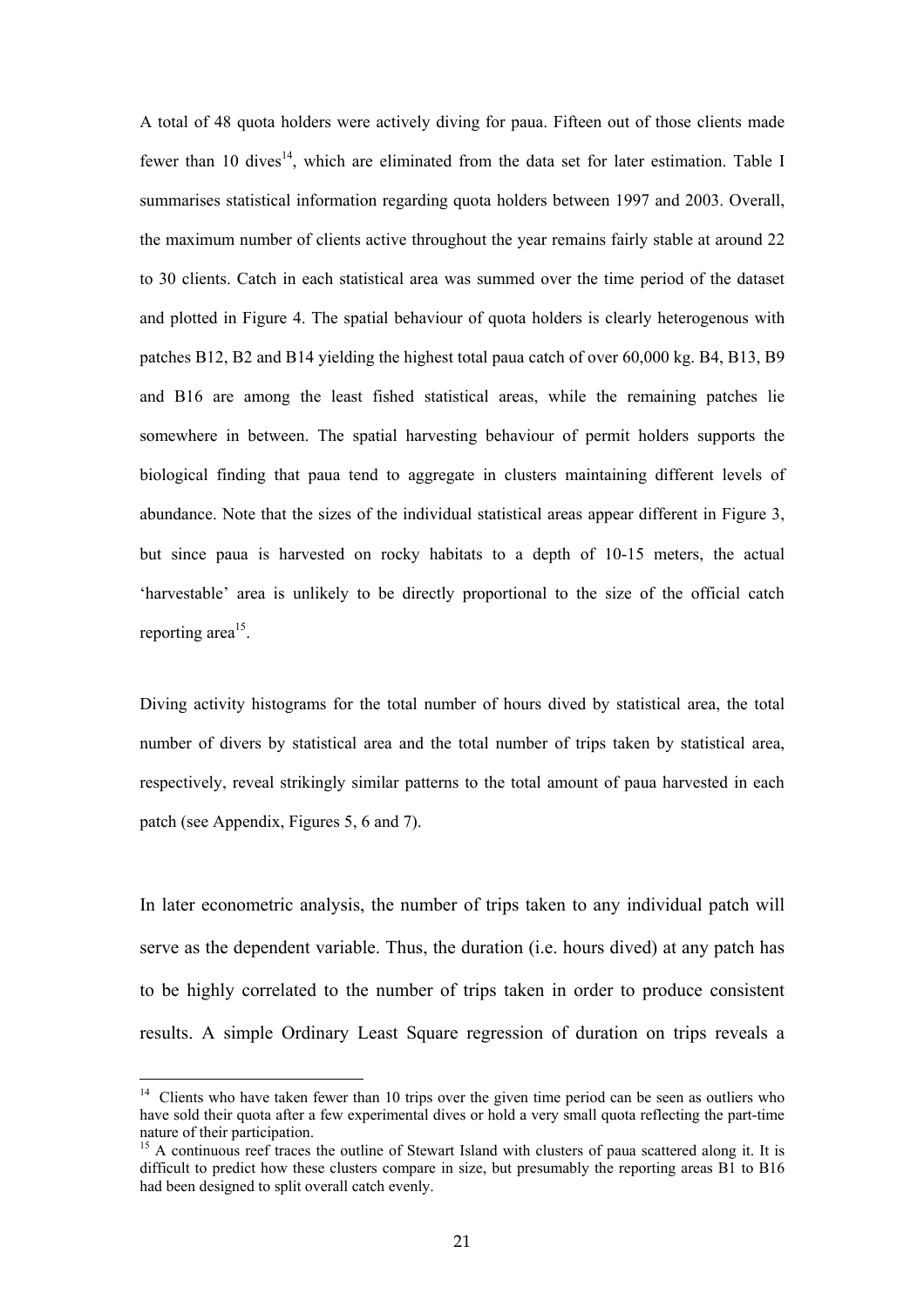A total of 48 quota holders were actively diving for paua. Fifteen out of those clients made fewer than 10 dives[14], which are eliminated from the data set for later estimation. Table I summarises statistical information regarding quota holders between 1997 and 2003. Overall, the maximum number of clients active throughout the year remains fairly stable at around 22 to 30 clients. Catch in each statistical area was summed over the time period of the dataset and plotted in Figure 4. The spatial behaviour of quota holders is clearly heterogenous with patches B12, B2 and B14 yielding the highest total paua catch of over 60,000 kg. B4, B13, B9 and B16 are among the least fished statistical areas, while the remaining patches lie somewhere in between. The spatial harvesting behaviour of permit holders supports the biological finding that paua tend to aggregate in clusters maintaining different levels of abundance. Note that the sizes of the individual statistical areas appear different in Figure 3, but since paua is harvested on rocky habitats to a depth of 10-15 meters, the actual 'harvestable' area is unlikely to be directly proportional to the size of the official catch reporting area[15].

Diving activity histograms for the total number of hours dived by statistical area, the total number of divers by statistical area and the total number of trips taken by statistical area, respectively, reveal strikingly similar patterns to the total amount of paua harvested in each patch (see Appendix, Figures 5, 6 and 7).

In later econometric analysis, the number of trips taken to any individual patch will serve as the dependent variable. Thus, the duration (i.e. hours dived) at any patch has to be highly correlated to the number of trips taken in order to produce consistent results. A simple Ordinary Least Square regression of duration on trips reveals a

[14] Clients who have taken fewer than 10 trips over the given time period can be seen as outliers who have sold their quota after a few experimental dives or hold a very small quota reflecting the part-time nature of their participation.

[15] A continuous reef traces the outline of Stewart Island with clusters of paua scattered along it. It is difficult to predict how these clusters compare in size, but presumably the reporting areas B1 to B16 had been designed to split overall catch evenly.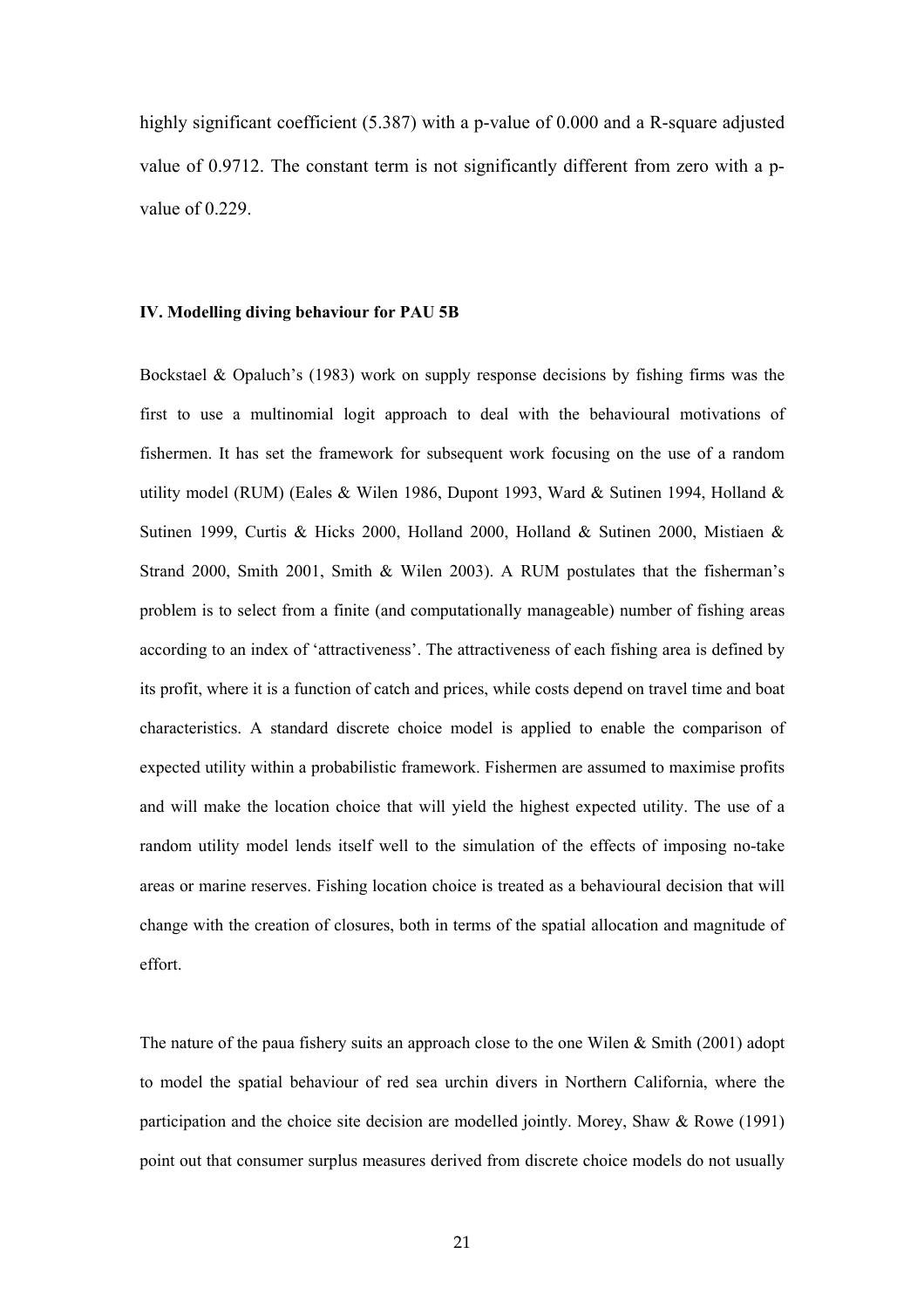highly significant coefficient (5.387) with a p-value of 0.000 and a R-square adjusted value of 0.9712. The constant term is not significantly different from zero with a p-value of 0.229.

### IV. Modelling diving behaviour for PAU 5B

Bockstael & Opaluch's (1983) work on supply response decisions by fishing firms was the first to use a multinomial logit approach to deal with the behavioural motivations of fishermen. It has set the framework for subsequent work focusing on the use of a random utility model (RUM) (Eales & Wilen 1986, Dupont 1993, Ward & Sutinen 1994, Holland & Sutinen 1999, Curtis & Hicks 2000, Holland 2000, Holland & Sutinen 2000, Mistiaen & Strand 2000, Smith 2001, Smith & Wilen 2003). A RUM postulates that the fisherman's problem is to select from a finite (and computationally manageable) number of fishing areas according to an index of 'attractiveness'. The attractiveness of each fishing area is defined by its profit, where it is a function of catch and prices, while costs depend on travel time and boat characteristics. A standard discrete choice model is applied to enable the comparison of expected utility within a probabilistic framework. Fishermen are assumed to maximise profits and will make the location choice that will yield the highest expected utility. The use of a random utility model lends itself well to the simulation of the effects of imposing no-take areas or marine reserves. Fishing location choice is treated as a behavioural decision that will change with the creation of closures, both in terms of the spatial allocation and magnitude of effort.

The nature of the paua fishery suits an approach close to the one Wilen & Smith (2001) adopt to model the spatial behaviour of red sea urchin divers in Northern California, where the participation and the choice site decision are modelled jointly. Morey, Shaw & Rowe (1991) point out that consumer surplus measures derived from discrete choice models do not usually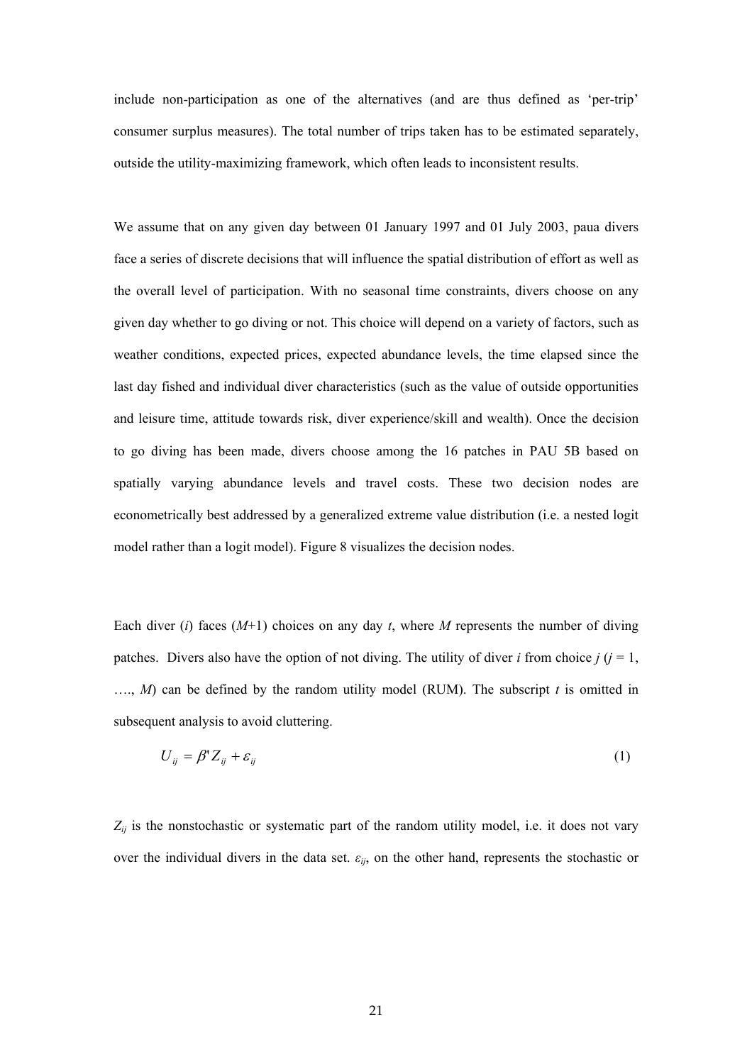include non-participation as one of the alternatives (and are thus defined as 'per-trip' consumer surplus measures). The total number of trips taken has to be estimated separately, outside the utility-maximizing framework, which often leads to inconsistent results.

We assume that on any given day between 01 January 1997 and 01 July 2003, paua divers face a series of discrete decisions that will influence the spatial distribution of effort as well as the overall level of participation. With no seasonal time constraints, divers choose on any given day whether to go diving or not. This choice will depend on a variety of factors, such as weather conditions, expected prices, expected abundance levels, the time elapsed since the last day fished and individual diver characteristics (such as the value of outside opportunities and leisure time, attitude towards risk, diver experience/skill and wealth). Once the decision to go diving has been made, divers choose among the 16 patches in PAU 5B based on spatially varying abundance levels and travel costs. These two decision nodes are econometrically best addressed by a generalized extreme value distribution (i.e. a nested logit model rather than a logit model). Figure 8 visualizes the decision nodes.

Each diver ($i$) faces ($M$+1) choices on any day $t$, where $M$ represents the number of diving patches. Divers also have the option of not diving. The utility of diver $i$ from choice $j$ ($j$ = 1, …., $M$) can be defined by the random utility model (RUM). The subscript $t$ is omitted in subsequent analysis to avoid cluttering.

$$U_{ij} = \beta' Z_{ij} + \varepsilon_{ij} \tag{1}$$

$Z_{ij}$ is the nonstochastic or systematic part of the random utility model, i.e. it does not vary over the individual divers in the data set. $\varepsilon_{ij}$, on the other hand, represents the stochastic or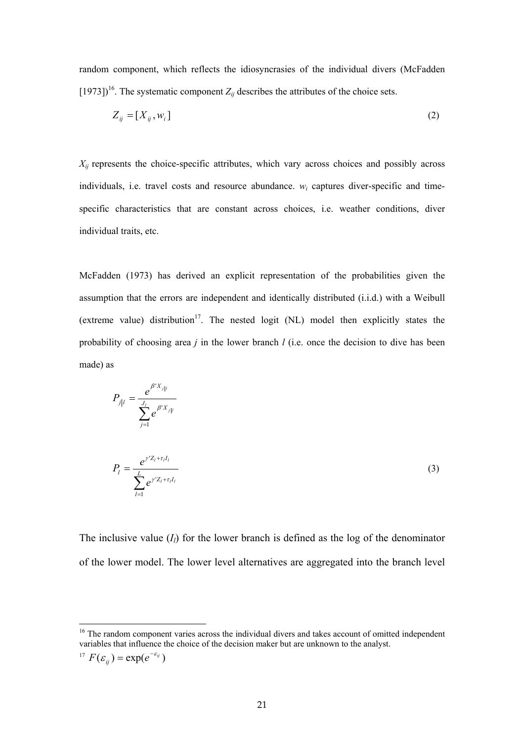random component, which reflects the idiosyncrasies of the individual divers (McFadden [1973])[16]. The systematic component $Z_{ij}$ describes the attributes of the choice sets.

$$Z_{ij} = [X_{ij}, w_i] \tag{2}$$

$X_{ij}$ represents the choice-specific attributes, which vary across choices and possibly across individuals, i.e. travel costs and resource abundance. $w_i$ captures diver-specific and time-specific characteristics that are constant across choices, i.e. weather conditions, diver individual traits, etc.

McFadden (1973) has derived an explicit representation of the probabilities given the assumption that the errors are independent and identically distributed (i.i.d.) with a Weibull (extreme value) distribution[17]. The nested logit (NL) model then explicitly states the probability of choosing area *j* in the lower branch *l* (i.e. once the decision to dive has been made) as

$$P_{j|l} = \frac{e^{\beta' X_{j|l}}}{\sum_{j=1}^{J_l} e^{\beta' X_{j|l}}}$$

$$P_l = \frac{e^{\gamma' Z_l + \tau_l I_l}}{\sum_{l=1}^{L} e^{\gamma' Z_l + \tau_l I_l}} \tag{3}$$

The inclusive value ($I_l$) for the lower branch is defined as the log of the denominator of the lower model. The lower level alternatives are aggregated into the branch level

[16] The random component varies across the individual divers and takes account of omitted independent variables that influence the choice of the decision maker but are unknown to the analyst.

[17] $F(\varepsilon_{ij}) = \exp(e^{-\varepsilon_{ij}})$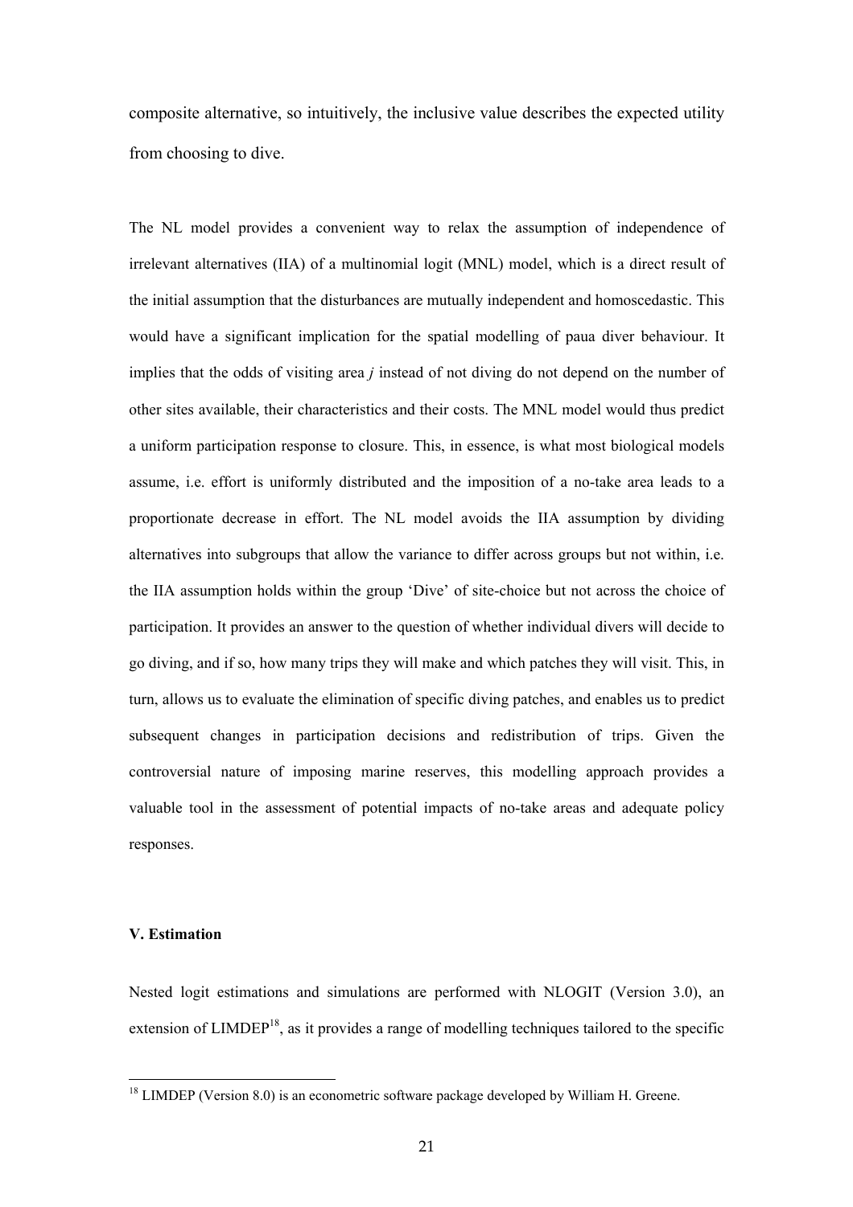composite alternative, so intuitively, the inclusive value describes the expected utility from choosing to dive.

The NL model provides a convenient way to relax the assumption of independence of irrelevant alternatives (IIA) of a multinomial logit (MNL) model, which is a direct result of the initial assumption that the disturbances are mutually independent and homoscedastic. This would have a significant implication for the spatial modelling of paua diver behaviour. It implies that the odds of visiting area $j$ instead of not diving do not depend on the number of other sites available, their characteristics and their costs. The MNL model would thus predict a uniform participation response to closure. This, in essence, is what most biological models assume, i.e. effort is uniformly distributed and the imposition of a no-take area leads to a proportionate decrease in effort. The NL model avoids the IIA assumption by dividing alternatives into subgroups that allow the variance to differ across groups but not within, i.e. the IIA assumption holds within the group 'Dive' of site-choice but not across the choice of participation. It provides an answer to the question of whether individual divers will decide to go diving, and if so, how many trips they will make and which patches they will visit. This, in turn, allows us to evaluate the elimination of specific diving patches, and enables us to predict subsequent changes in participation decisions and redistribution of trips. Given the controversial nature of imposing marine reserves, this modelling approach provides a valuable tool in the assessment of potential impacts of no-take areas and adequate policy responses.

### V. Estimation

Nested logit estimations and simulations are performed with NLOGIT (Version 3.0), an extension of LIMDEP[18], as it provides a range of modelling techniques tailored to the specific

[18] LIMDEP (Version 8.0) is an econometric software package developed by William H. Greene.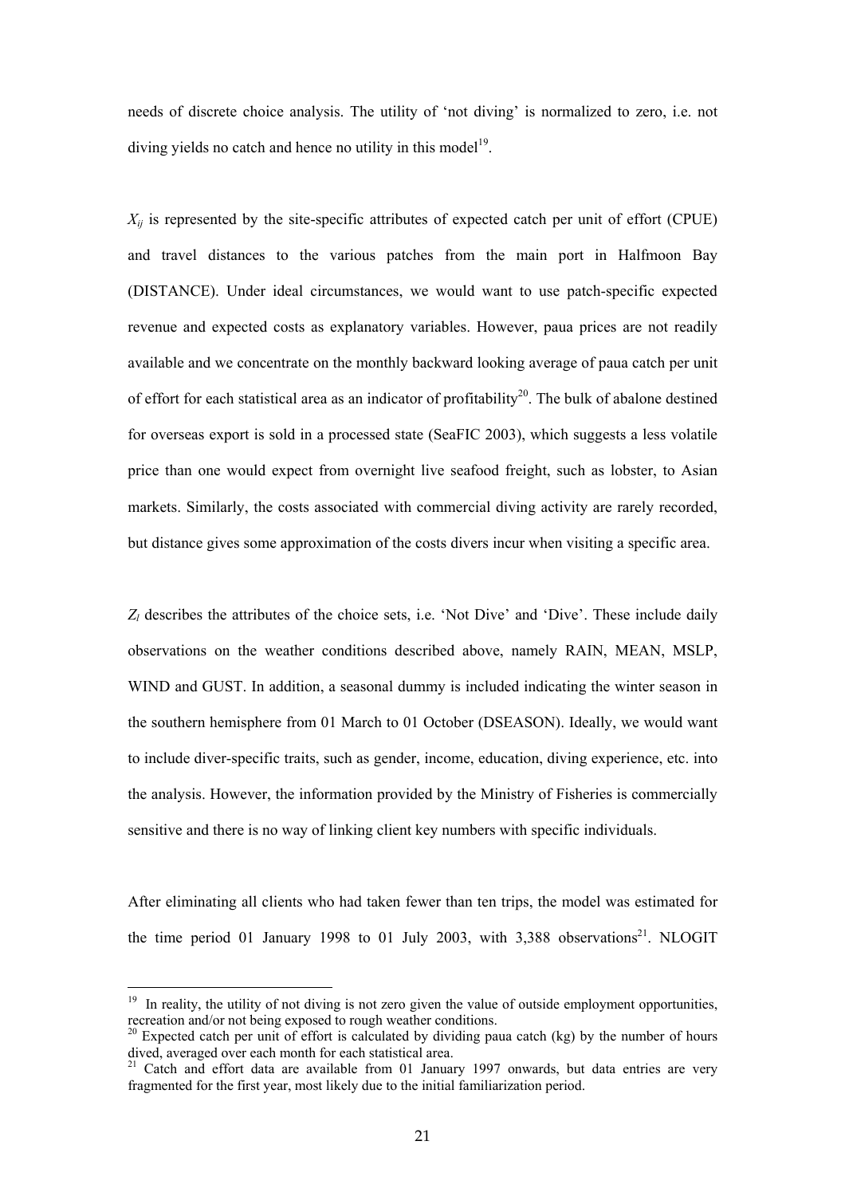needs of discrete choice analysis. The utility of 'not diving' is normalized to zero, i.e. not diving yields no catch and hence no utility in this model[19].

$X_{ij}$ is represented by the site-specific attributes of expected catch per unit of effort (CPUE) and travel distances to the various patches from the main port in Halfmoon Bay (DISTANCE). Under ideal circumstances, we would want to use patch-specific expected revenue and expected costs as explanatory variables. However, paua prices are not readily available and we concentrate on the monthly backward looking average of paua catch per unit of effort for each statistical area as an indicator of profitability[20]. The bulk of abalone destined for overseas export is sold in a processed state (SeaFIC 2003), which suggests a less volatile price than one would expect from overnight live seafood freight, such as lobster, to Asian markets. Similarly, the costs associated with commercial diving activity are rarely recorded, but distance gives some approximation of the costs divers incur when visiting a specific area.

$Z_l$ describes the attributes of the choice sets, i.e. 'Not Dive' and 'Dive'. These include daily observations on the weather conditions described above, namely RAIN, MEAN, MSLP, WIND and GUST. In addition, a seasonal dummy is included indicating the winter season in the southern hemisphere from 01 March to 01 October (DSEASON). Ideally, we would want to include diver-specific traits, such as gender, income, education, diving experience, etc. into the analysis. However, the information provided by the Ministry of Fisheries is commercially sensitive and there is no way of linking client key numbers with specific individuals.

After eliminating all clients who had taken fewer than ten trips, the model was estimated for the time period 01 January 1998 to 01 July 2003, with 3,388 observations[21]. NLOGIT

---

[19] In reality, the utility of not diving is not zero given the value of outside employment opportunities, recreation and/or not being exposed to rough weather conditions.

[20] Expected catch per unit of effort is calculated by dividing paua catch (kg) by the number of hours dived, averaged over each month for each statistical area.

[21] Catch and effort data are available from 01 January 1997 onwards, but data entries are very fragmented for the first year, most likely due to the initial familiarization period.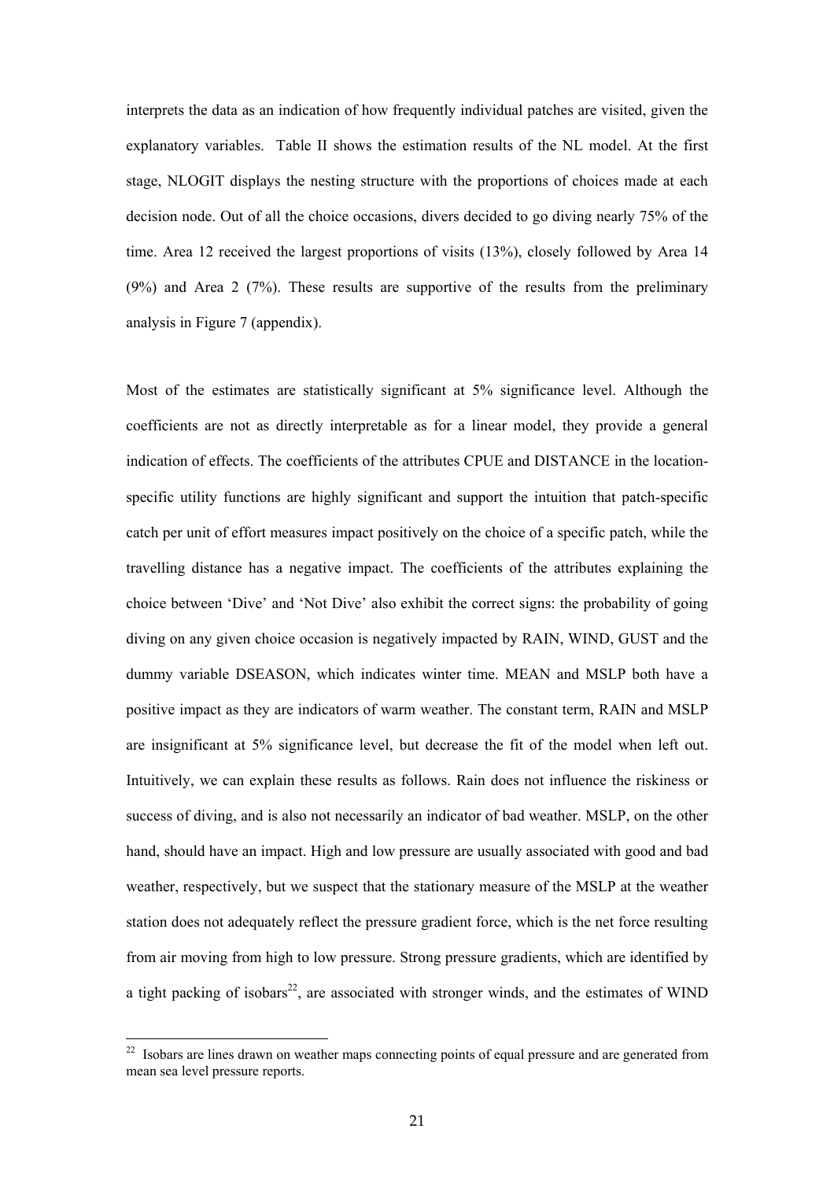interprets the data as an indication of how frequently individual patches are visited, given the explanatory variables. Table II shows the estimation results of the NL model. At the first stage, NLOGIT displays the nesting structure with the proportions of choices made at each decision node. Out of all the choice occasions, divers decided to go diving nearly 75% of the time. Area 12 received the largest proportions of visits (13%), closely followed by Area 14 (9%) and Area 2 (7%). These results are supportive of the results from the preliminary analysis in Figure 7 (appendix).

Most of the estimates are statistically significant at 5% significance level. Although the coefficients are not as directly interpretable as for a linear model, they provide a general indication of effects. The coefficients of the attributes CPUE and DISTANCE in the location-specific utility functions are highly significant and support the intuition that patch-specific catch per unit of effort measures impact positively on the choice of a specific patch, while the travelling distance has a negative impact. The coefficients of the attributes explaining the choice between 'Dive' and 'Not Dive' also exhibit the correct signs: the probability of going diving on any given choice occasion is negatively impacted by RAIN, WIND, GUST and the dummy variable DSEASON, which indicates winter time. MEAN and MSLP both have a positive impact as they are indicators of warm weather. The constant term, RAIN and MSLP are insignificant at 5% significance level, but decrease the fit of the model when left out. Intuitively, we can explain these results as follows. Rain does not influence the riskiness or success of diving, and is also not necessarily an indicator of bad weather. MSLP, on the other hand, should have an impact. High and low pressure are usually associated with good and bad weather, respectively, but we suspect that the stationary measure of the MSLP at the weather station does not adequately reflect the pressure gradient force, which is the net force resulting from air moving from high to low pressure. Strong pressure gradients, which are identified by a tight packing of isobars[22], are associated with stronger winds, and the estimates of WIND

[22] Isobars are lines drawn on weather maps connecting points of equal pressure and are generated from mean sea level pressure reports.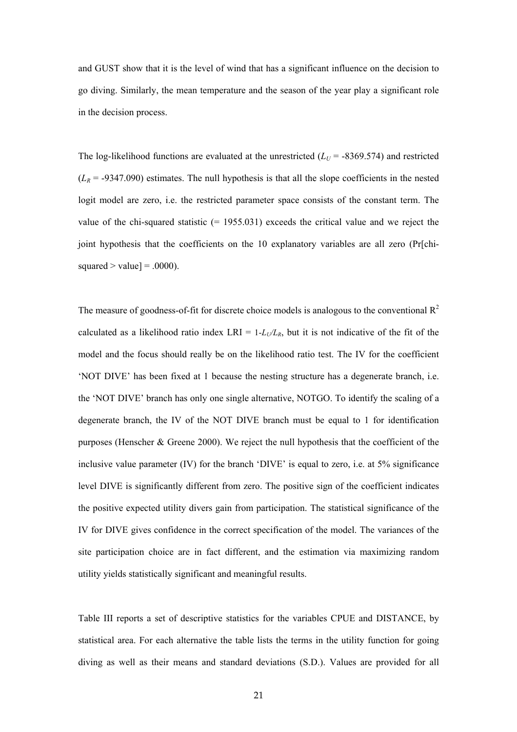and GUST show that it is the level of wind that has a significant influence on the decision to go diving. Similarly, the mean temperature and the season of the year play a significant role in the decision process.

The log-likelihood functions are evaluated at the unrestricted ($L_U$ = -8369.574) and restricted ($L_R$ = -9347.090) estimates. The null hypothesis is that all the slope coefficients in the nested logit model are zero, i.e. the restricted parameter space consists of the constant term. The value of the chi-squared statistic (= 1955.031) exceeds the critical value and we reject the joint hypothesis that the coefficients on the 10 explanatory variables are all zero (Pr[chi-squared > value] = .0000).

The measure of goodness-of-fit for discrete choice models is analogous to the conventional $R^2$ calculated as a likelihood ratio index LRI = $1-L_U/L_R$, but it is not indicative of the fit of the model and the focus should really be on the likelihood ratio test. The IV for the coefficient 'NOT DIVE' has been fixed at 1 because the nesting structure has a degenerate branch, i.e. the 'NOT DIVE' branch has only one single alternative, NOTGO. To identify the scaling of a degenerate branch, the IV of the NOT DIVE branch must be equal to 1 for identification purposes (Henscher & Greene 2000). We reject the null hypothesis that the coefficient of the inclusive value parameter (IV) for the branch 'DIVE' is equal to zero, i.e. at 5% significance level DIVE is significantly different from zero. The positive sign of the coefficient indicates the positive expected utility divers gain from participation. The statistical significance of the IV for DIVE gives confidence in the correct specification of the model. The variances of the site participation choice are in fact different, and the estimation via maximizing random utility yields statistically significant and meaningful results.

Table III reports a set of descriptive statistics for the variables CPUE and DISTANCE, by statistical area. For each alternative the table lists the terms in the utility function for going diving as well as their means and standard deviations (S.D.). Values are provided for all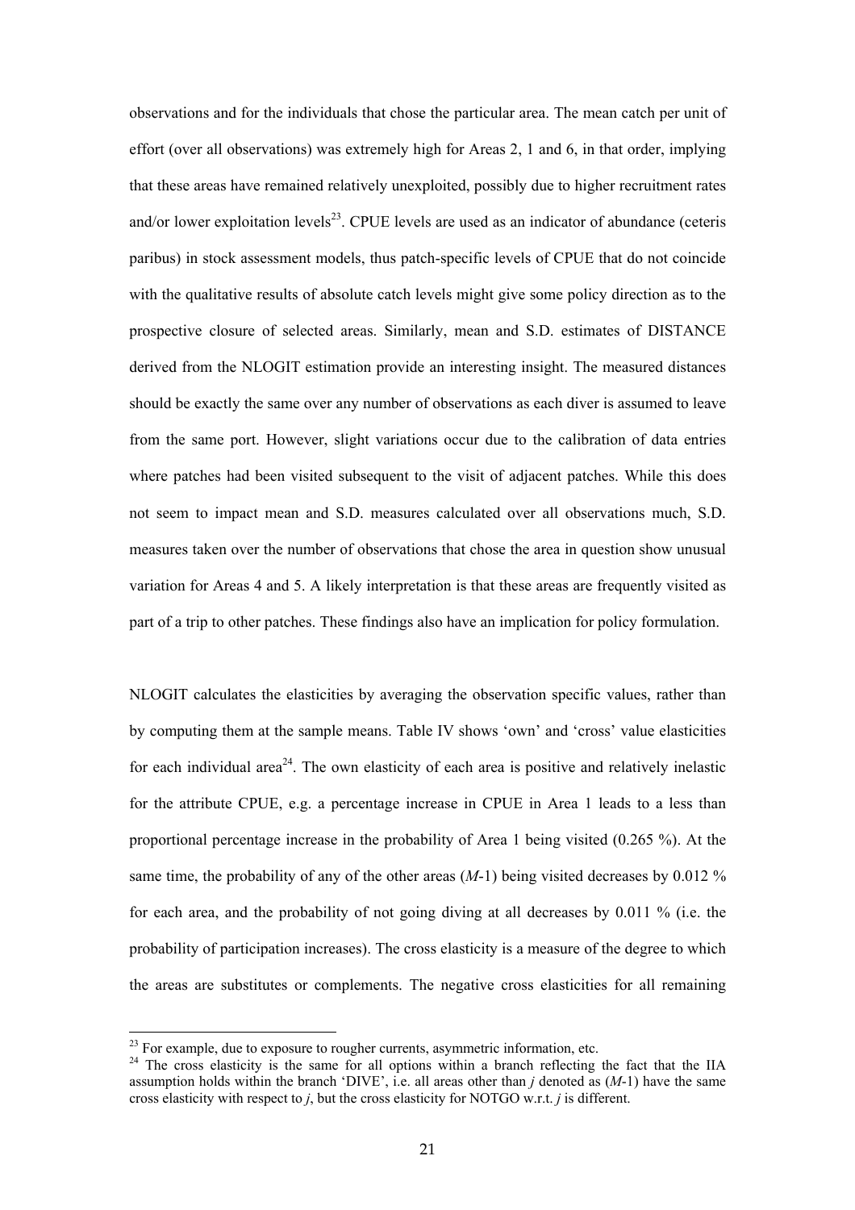observations and for the individuals that chose the particular area. The mean catch per unit of effort (over all observations) was extremely high for Areas 2, 1 and 6, in that order, implying that these areas have remained relatively unexploited, possibly due to higher recruitment rates and/or lower exploitation levels[23]. CPUE levels are used as an indicator of abundance (ceteris paribus) in stock assessment models, thus patch-specific levels of CPUE that do not coincide with the qualitative results of absolute catch levels might give some policy direction as to the prospective closure of selected areas. Similarly, mean and S.D. estimates of DISTANCE derived from the NLOGIT estimation provide an interesting insight. The measured distances should be exactly the same over any number of observations as each diver is assumed to leave from the same port. However, slight variations occur due to the calibration of data entries where patches had been visited subsequent to the visit of adjacent patches. While this does not seem to impact mean and S.D. measures calculated over all observations much, S.D. measures taken over the number of observations that chose the area in question show unusual variation for Areas 4 and 5. A likely interpretation is that these areas are frequently visited as part of a trip to other patches. These findings also have an implication for policy formulation.

NLOGIT calculates the elasticities by averaging the observation specific values, rather than by computing them at the sample means. Table IV shows 'own' and 'cross' value elasticities for each individual area[24]. The own elasticity of each area is positive and relatively inelastic for the attribute CPUE, e.g. a percentage increase in CPUE in Area 1 leads to a less than proportional percentage increase in the probability of Area 1 being visited (0.265 %). At the same time, the probability of any of the other areas ($M$-1) being visited decreases by 0.012 % for each area, and the probability of not going diving at all decreases by 0.011 % (i.e. the probability of participation increases). The cross elasticity is a measure of the degree to which the areas are substitutes or complements. The negative cross elasticities for all remaining

[23] For example, due to exposure to rougher currents, asymmetric information, etc.

[24] The cross elasticity is the same for all options within a branch reflecting the fact that the IIA assumption holds within the branch 'DIVE', i.e. all areas other than $j$ denoted as ($M$-1) have the same cross elasticity with respect to $j$, but the cross elasticity for NOTGO w.r.t. $j$ is different.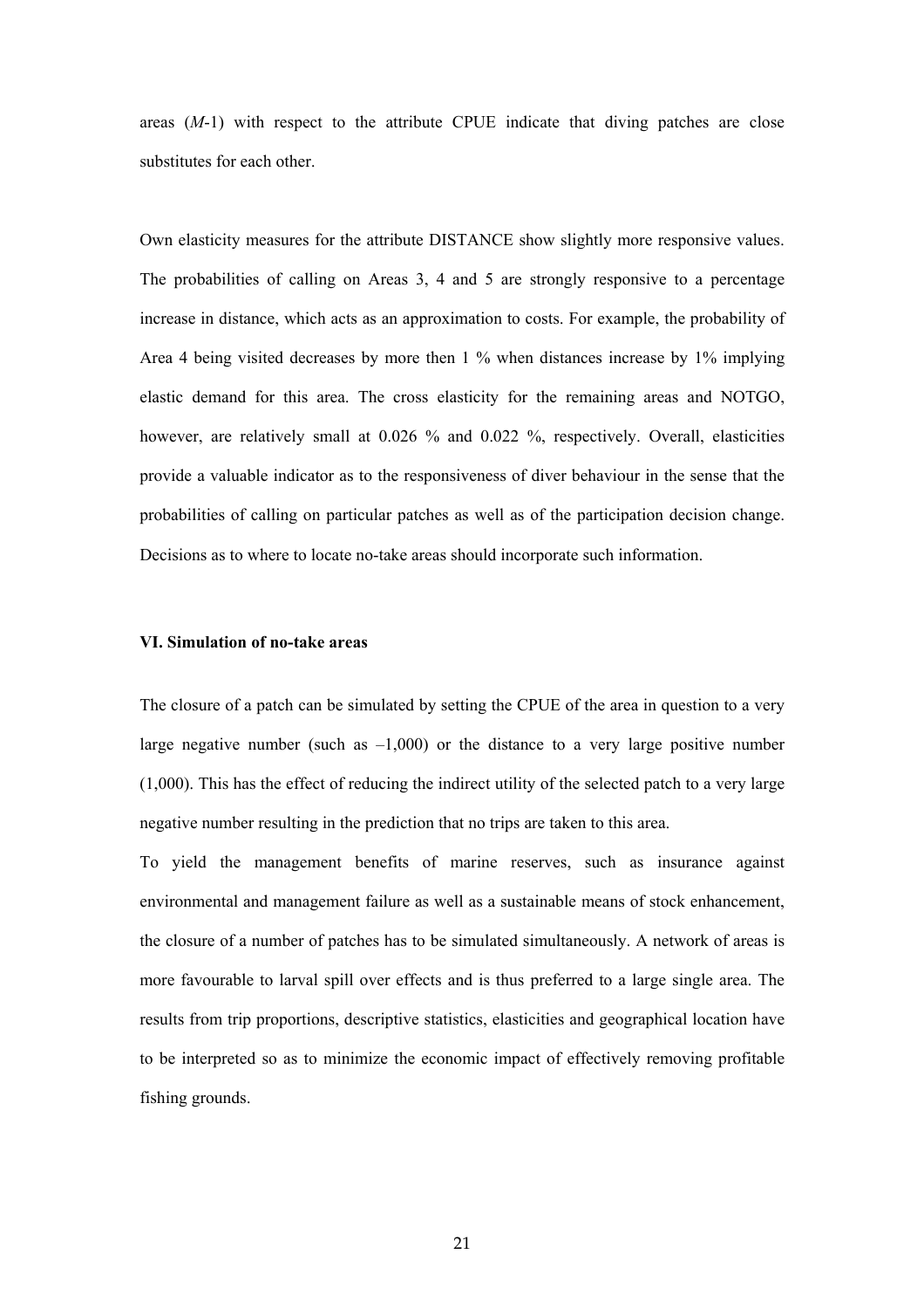areas ($M$-1) with respect to the attribute CPUE indicate that diving patches are close substitutes for each other.

Own elasticity measures for the attribute DISTANCE show slightly more responsive values. The probabilities of calling on Areas 3, 4 and 5 are strongly responsive to a percentage increase in distance, which acts as an approximation to costs. For example, the probability of Area 4 being visited decreases by more then 1 % when distances increase by 1% implying elastic demand for this area. The cross elasticity for the remaining areas and NOTGO, however, are relatively small at 0.026 % and 0.022 %, respectively. Overall, elasticities provide a valuable indicator as to the responsiveness of diver behaviour in the sense that the probabilities of calling on particular patches as well as of the participation decision change. Decisions as to where to locate no-take areas should incorporate such information.

### VI. Simulation of no-take areas

The closure of a patch can be simulated by setting the CPUE of the area in question to a very large negative number (such as –1,000) or the distance to a very large positive number (1,000). This has the effect of reducing the indirect utility of the selected patch to a very large negative number resulting in the prediction that no trips are taken to this area.

To yield the management benefits of marine reserves, such as insurance against environmental and management failure as well as a sustainable means of stock enhancement, the closure of a number of patches has to be simulated simultaneously. A network of areas is more favourable to larval spill over effects and is thus preferred to a large single area. The results from trip proportions, descriptive statistics, elasticities and geographical location have to be interpreted so as to minimize the economic impact of effectively removing profitable fishing grounds.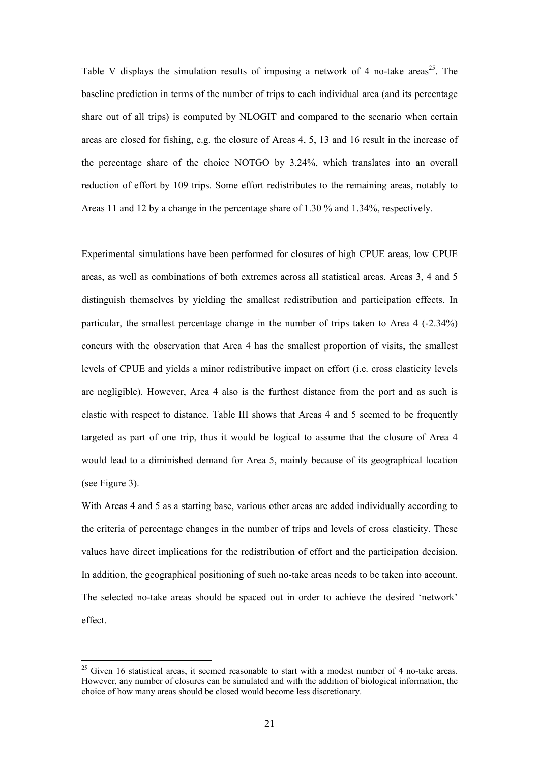Table V displays the simulation results of imposing a network of 4 no-take areas[25]. The baseline prediction in terms of the number of trips to each individual area (and its percentage share out of all trips) is computed by NLOGIT and compared to the scenario when certain areas are closed for fishing, e.g. the closure of Areas 4, 5, 13 and 16 result in the increase of the percentage share of the choice NOTGO by 3.24%, which translates into an overall reduction of effort by 109 trips. Some effort redistributes to the remaining areas, notably to Areas 11 and 12 by a change in the percentage share of 1.30 % and 1.34%, respectively.

Experimental simulations have been performed for closures of high CPUE areas, low CPUE areas, as well as combinations of both extremes across all statistical areas. Areas 3, 4 and 5 distinguish themselves by yielding the smallest redistribution and participation effects. In particular, the smallest percentage change in the number of trips taken to Area 4 (-2.34%) concurs with the observation that Area 4 has the smallest proportion of visits, the smallest levels of CPUE and yields a minor redistributive impact on effort (i.e. cross elasticity levels are negligible). However, Area 4 also is the furthest distance from the port and as such is elastic with respect to distance. Table III shows that Areas 4 and 5 seemed to be frequently targeted as part of one trip, thus it would be logical to assume that the closure of Area 4 would lead to a diminished demand for Area 5, mainly because of its geographical location (see Figure 3).

With Areas 4 and 5 as a starting base, various other areas are added individually according to the criteria of percentage changes in the number of trips and levels of cross elasticity. These values have direct implications for the redistribution of effort and the participation decision. In addition, the geographical positioning of such no-take areas needs to be taken into account. The selected no-take areas should be spaced out in order to achieve the desired 'network' effect.

[25] Given 16 statistical areas, it seemed reasonable to start with a modest number of 4 no-take areas. However, any number of closures can be simulated and with the addition of biological information, the choice of how many areas should be closed would become less discretionary.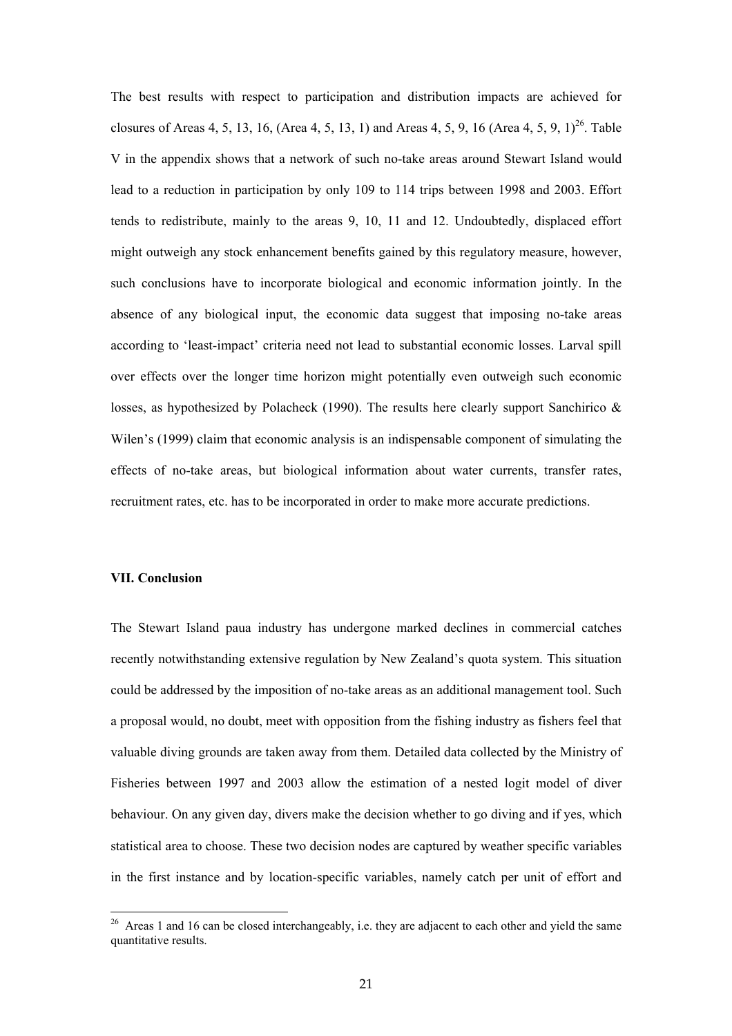The best results with respect to participation and distribution impacts are achieved for closures of Areas 4, 5, 13, 16, (Area 4, 5, 13, 1) and Areas 4, 5, 9, 16 (Area 4, 5, 9, 1)[26]. Table V in the appendix shows that a network of such no-take areas around Stewart Island would lead to a reduction in participation by only 109 to 114 trips between 1998 and 2003. Effort tends to redistribute, mainly to the areas 9, 10, 11 and 12. Undoubtedly, displaced effort might outweigh any stock enhancement benefits gained by this regulatory measure, however, such conclusions have to incorporate biological and economic information jointly. In the absence of any biological input, the economic data suggest that imposing no-take areas according to 'least-impact' criteria need not lead to substantial economic losses. Larval spill over effects over the longer time horizon might potentially even outweigh such economic losses, as hypothesized by Polacheck (1990). The results here clearly support Sanchirico & Wilen's (1999) claim that economic analysis is an indispensable component of simulating the effects of no-take areas, but biological information about water currents, transfer rates, recruitment rates, etc. has to be incorporated in order to make more accurate predictions.

## VII. Conclusion

The Stewart Island paua industry has undergone marked declines in commercial catches recently notwithstanding extensive regulation by New Zealand's quota system. This situation could be addressed by the imposition of no-take areas as an additional management tool. Such a proposal would, no doubt, meet with opposition from the fishing industry as fishers feel that valuable diving grounds are taken away from them. Detailed data collected by the Ministry of Fisheries between 1997 and 2003 allow the estimation of a nested logit model of diver behaviour. On any given day, divers make the decision whether to go diving and if yes, which statistical area to choose. These two decision nodes are captured by weather specific variables in the first instance and by location-specific variables, namely catch per unit of effort and

[26] Areas 1 and 16 can be closed interchangeably, i.e. they are adjacent to each other and yield the same quantitative results.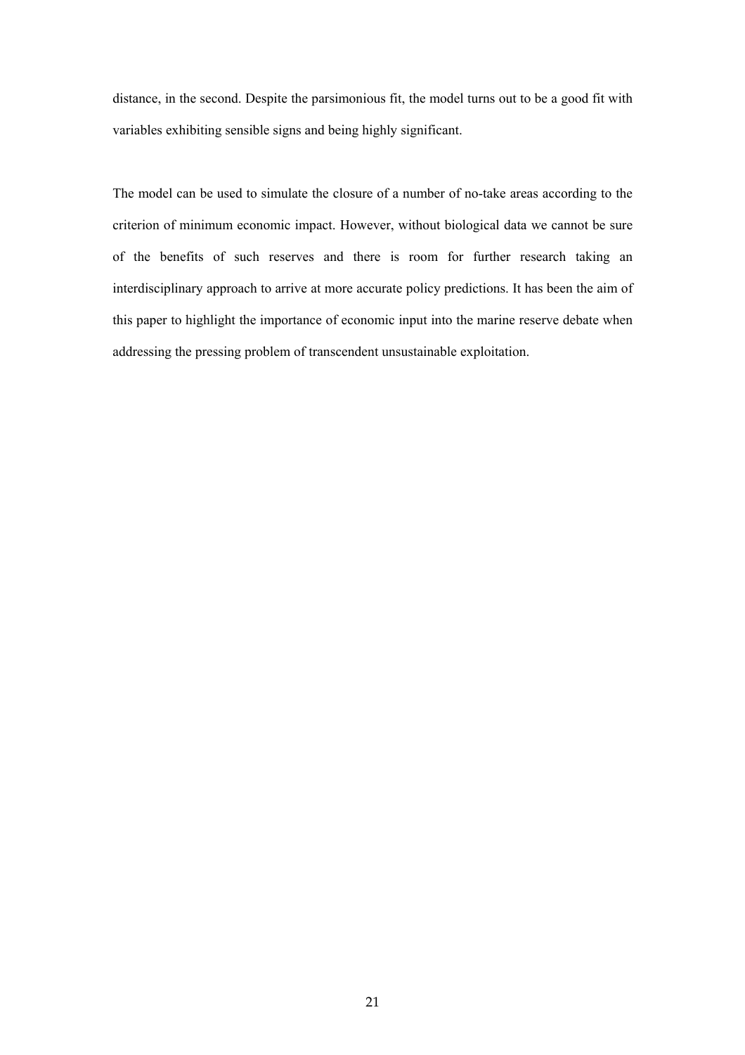distance, in the second. Despite the parsimonious fit, the model turns out to be a good fit with variables exhibiting sensible signs and being highly significant.

The model can be used to simulate the closure of a number of no-take areas according to the criterion of minimum economic impact. However, without biological data we cannot be sure of the benefits of such reserves and there is room for further research taking an interdisciplinary approach to arrive at more accurate policy predictions. It has been the aim of this paper to highlight the importance of economic input into the marine reserve debate when addressing the pressing problem of transcendent unsustainable exploitation.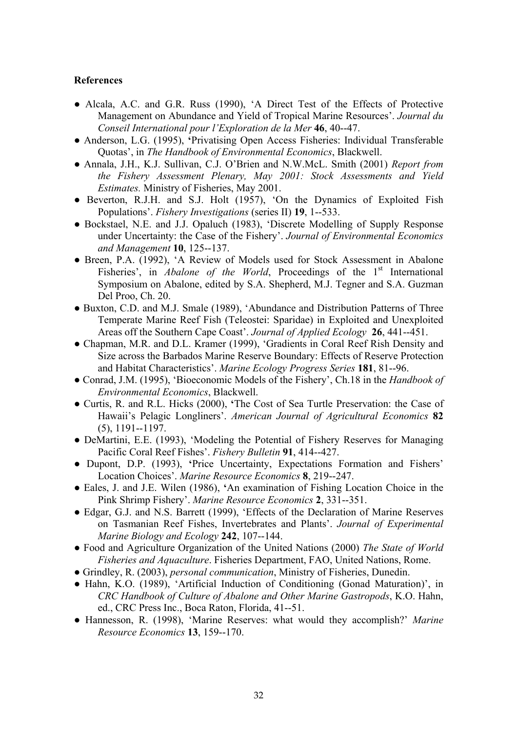**References**

- Alcala, A.C. and G.R. Russ (1990), 'A Direct Test of the Effects of Protective Management on Abundance and Yield of Tropical Marine Resources'. *Journal du Conseil International pour l'Exploration de la Mer* **46**, 40--47.
- Anderson, L.G. (1995), **'**Privatising Open Access Fisheries: Individual Transferable Quotas', in *The Handbook of Environmental Economics*, Blackwell.
- Annala, J.H., K.J. Sullivan, C.J. O'Brien and N.W.McL. Smith (2001) *Report from the Fishery Assessment Plenary, May 2001: Stock Assessments and Yield Estimates.* Ministry of Fisheries, May 2001.
- Beverton, R.J.H. and S.J. Holt (1957), 'On the Dynamics of Exploited Fish Populations'. *Fishery Investigations* (series II) **19**, 1--533.
- Bockstael, N.E. and J.J. Opaluch (1983), 'Discrete Modelling of Supply Response under Uncertainty: the Case of the Fishery'. *Journal of Environmental Economics and Management* **10**, 125--137.
- Breen, P.A. (1992), 'A Review of Models used for Stock Assessment in Abalone Fisheries', in *Abalone of the World*, Proceedings of the 1st International Symposium on Abalone, edited by S.A. Shepherd, M.J. Tegner and S.A. Guzman Del Proo, Ch. 20.
- Buxton, C.D. and M.J. Smale (1989), 'Abundance and Distribution Patterns of Three Temperate Marine Reef Fish (Teleostei: Sparidae) in Exploited and Unexploited Areas off the Southern Cape Coast'. *Journal of Applied Ecology* **26**, 441--451.
- Chapman, M.R. and D.L. Kramer (1999), 'Gradients in Coral Reef Rish Density and Size across the Barbados Marine Reserve Boundary: Effects of Reserve Protection and Habitat Characteristics'. *Marine Ecology Progress Series* **181**, 81--96.
- Conrad, J.M. (1995), 'Bioeconomic Models of the Fishery', Ch.18 in the *Handbook of Environmental Economics*, Blackwell.
- Curtis, R. and R.L. Hicks (2000), **'**The Cost of Sea Turtle Preservation: the Case of Hawaii's Pelagic Longliners'. *American Journal of Agricultural Economics* **82** (5), 1191--1197.
- DeMartini, E.E. (1993), 'Modeling the Potential of Fishery Reserves for Managing Pacific Coral Reef Fishes'. *Fishery Bulletin* **91**, 414--427.
- Dupont, D.P. (1993), **'**Price Uncertainty, Expectations Formation and Fishers' Location Choices'. *Marine Resource Economics* **8**, 219--247.
- Eales, J. and J.E. Wilen (1986), **'**An examination of Fishing Location Choice in the Pink Shrimp Fishery'. *Marine Resource Economics* **2**, 331--351.
- Edgar, G.J. and N.S. Barrett (1999), 'Effects of the Declaration of Marine Reserves on Tasmanian Reef Fishes, Invertebrates and Plants'. *Journal of Experimental Marine Biology and Ecology* **242**, 107--144.
- Food and Agriculture Organization of the United Nations (2000) *The State of World Fisheries and Aquaculture*. Fisheries Department, FAO, United Nations, Rome.
- Grindley, R. (2003), *personal communication*, Ministry of Fisheries, Dunedin.
- Hahn, K.O. (1989), 'Artificial Induction of Conditioning (Gonad Maturation)', in *CRC Handbook of Culture of Abalone and Other Marine Gastropods*, K.O. Hahn, ed., CRC Press Inc., Boca Raton, Florida, 41--51.
- Hannesson, R. (1998), 'Marine Reserves: what would they accomplish?' *Marine Resource Economics* **13**, 159--170.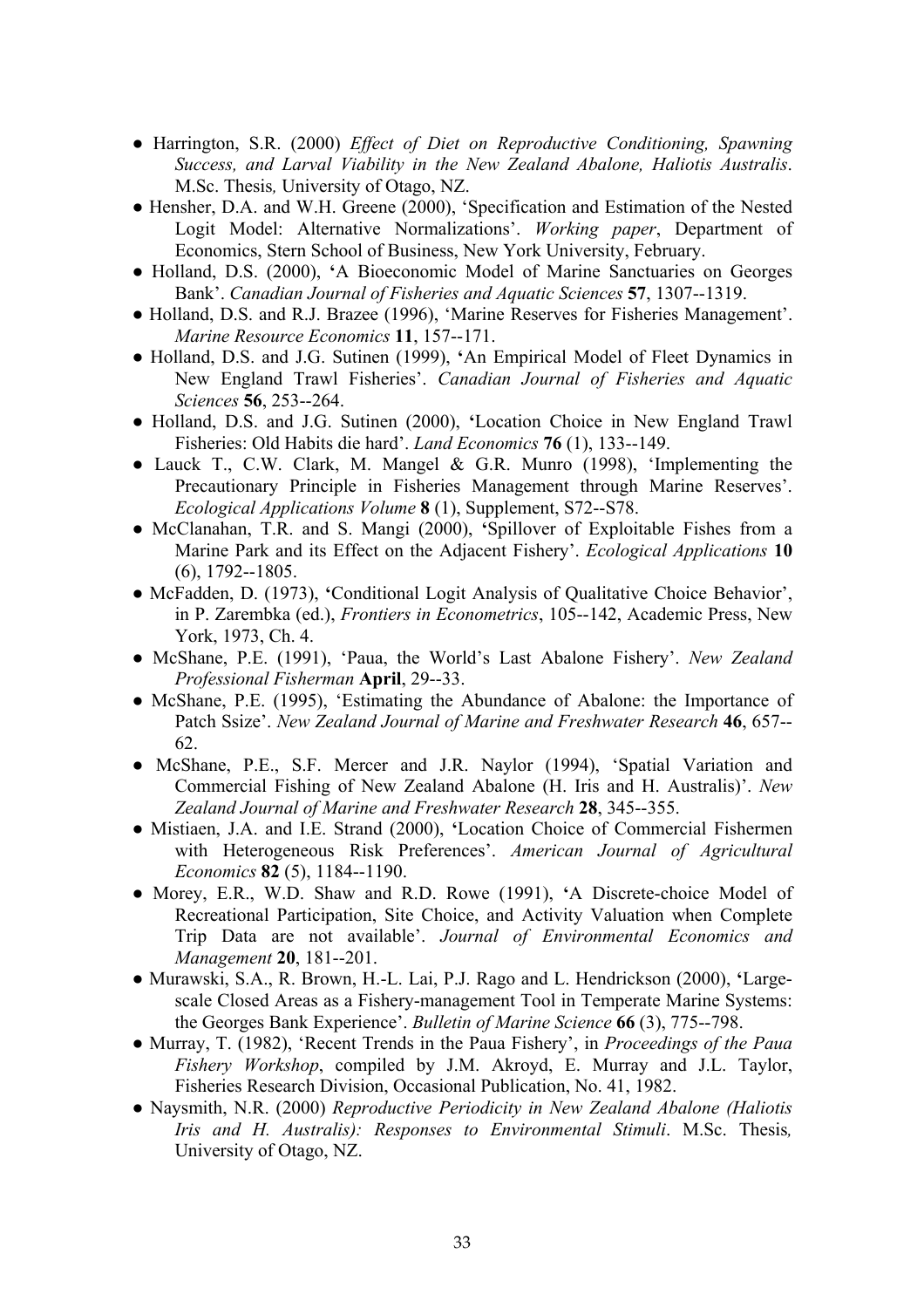- Harrington, S.R. (2000) *Effect of Diet on Reproductive Conditioning, Spawning Success, and Larval Viability in the New Zealand Abalone, Haliotis Australis*. M.Sc. Thesis*,* University of Otago, NZ.
- Hensher, D.A. and W.H. Greene (2000), 'Specification and Estimation of the Nested Logit Model: Alternative Normalizations'. *Working paper*, Department of Economics, Stern School of Business, New York University, February.
- Holland, D.S. (2000), **'**A Bioeconomic Model of Marine Sanctuaries on Georges Bank'. *Canadian Journal of Fisheries and Aquatic Sciences* **57**, 1307--1319.
- Holland, D.S. and R.J. Brazee (1996), 'Marine Reserves for Fisheries Management'. *Marine Resource Economics* **11**, 157--171.
- Holland, D.S. and J.G. Sutinen (1999), **'**An Empirical Model of Fleet Dynamics in New England Trawl Fisheries'. *Canadian Journal of Fisheries and Aquatic Sciences* **56**, 253--264.
- Holland, D.S. and J.G. Sutinen (2000), **'**Location Choice in New England Trawl Fisheries: Old Habits die hard'. *Land Economics* **76** (1), 133--149.
- Lauck T., C.W. Clark, M. Mangel & G.R. Munro (1998), 'Implementing the Precautionary Principle in Fisheries Management through Marine Reserves'. *Ecological Applications Volume* **8** (1), Supplement, S72--S78.
- McClanahan, T.R. and S. Mangi (2000), **'**Spillover of Exploitable Fishes from a Marine Park and its Effect on the Adjacent Fishery'. *Ecological Applications* **10** (6), 1792--1805.
- McFadden, D. (1973), **'**Conditional Logit Analysis of Qualitative Choice Behavior', in P. Zarembka (ed.), *Frontiers in Econometrics*, 105--142, Academic Press, New York, 1973, Ch. 4.
- McShane, P.E. (1991), 'Paua, the World's Last Abalone Fishery'. *New Zealand Professional Fisherman* **April**, 29--33.
- McShane, P.E. (1995), 'Estimating the Abundance of Abalone: the Importance of Patch Ssize'. *New Zealand Journal of Marine and Freshwater Research* **46**, 657--62.
- McShane, P.E., S.F. Mercer and J.R. Naylor (1994), 'Spatial Variation and Commercial Fishing of New Zealand Abalone (H. Iris and H. Australis)'. *New Zealand Journal of Marine and Freshwater Research* **28**, 345--355.
- Mistiaen, J.A. and I.E. Strand (2000), **'**Location Choice of Commercial Fishermen with Heterogeneous Risk Preferences'. *American Journal of Agricultural Economics* **82** (5), 1184--1190.
- Morey, E.R., W.D. Shaw and R.D. Rowe (1991), **'**A Discrete-choice Model of Recreational Participation, Site Choice, and Activity Valuation when Complete Trip Data are not available'. *Journal of Environmental Economics and Management* **20**, 181--201.
- Murawski, S.A., R. Brown, H.-L. Lai, P.J. Rago and L. Hendrickson (2000), **'**Large-scale Closed Areas as a Fishery-management Tool in Temperate Marine Systems: the Georges Bank Experience'. *Bulletin of Marine Science* **66** (3), 775--798.
- Murray, T. (1982), 'Recent Trends in the Paua Fishery', in *Proceedings of the Paua Fishery Workshop*, compiled by J.M. Akroyd, E. Murray and J.L. Taylor, Fisheries Research Division, Occasional Publication, No. 41, 1982.
- Naysmith, N.R. (2000) *Reproductive Periodicity in New Zealand Abalone (Haliotis Iris and H. Australis): Responses to Environmental Stimuli*. M.Sc. Thesis*,* University of Otago, NZ.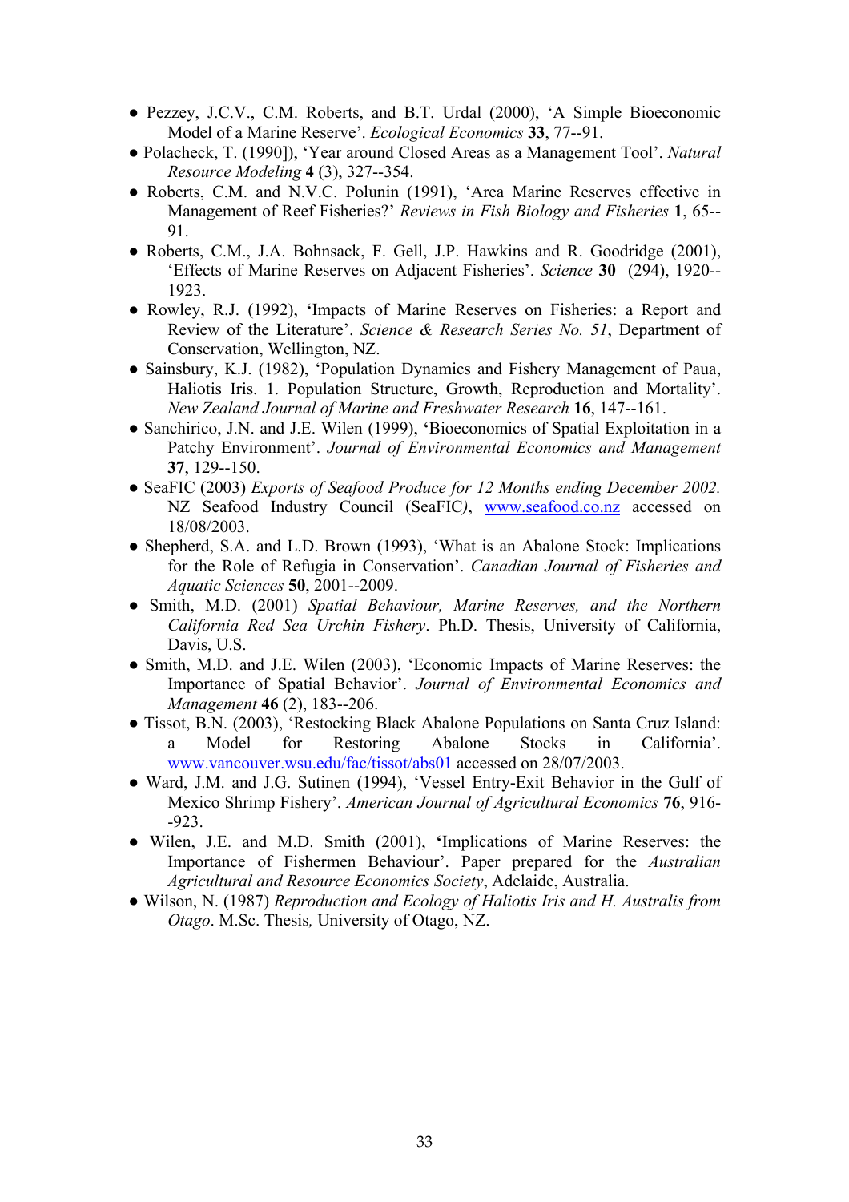- Pezzey, J.C.V., C.M. Roberts, and B.T. Urdal (2000), 'A Simple Bioeconomic Model of a Marine Reserve'. *Ecological Economics* **33**, 77--91.
- Polacheck, T. (1990]), 'Year around Closed Areas as a Management Tool'. *Natural Resource Modeling* **4** (3), 327--354.
- Roberts, C.M. and N.V.C. Polunin (1991), 'Area Marine Reserves effective in Management of Reef Fisheries?' *Reviews in Fish Biology and Fisheries* **1**, 65--91.
- Roberts, C.M., J.A. Bohnsack, F. Gell, J.P. Hawkins and R. Goodridge (2001), 'Effects of Marine Reserves on Adjacent Fisheries'. *Science* **30** (294), 1920--1923.
- Rowley, R.J. (1992), **'**Impacts of Marine Reserves on Fisheries: a Report and Review of the Literature'. *Science & Research Series No. 51*, Department of Conservation, Wellington, NZ.
- Sainsbury, K.J. (1982), 'Population Dynamics and Fishery Management of Paua, Haliotis Iris. 1. Population Structure, Growth, Reproduction and Mortality'. *New Zealand Journal of Marine and Freshwater Research* **16**, 147--161.
- Sanchirico, J.N. and J.E. Wilen (1999), **'**Bioeconomics of Spatial Exploitation in a Patchy Environment'. *Journal of Environmental Economics and Management* **37**, 129--150.
- SeaFIC (2003) *Exports of Seafood Produce for 12 Months ending December 2002.* NZ Seafood Industry Council (SeaFIC*)*, www.seafood.co.nz accessed on 18/08/2003.
- Shepherd, S.A. and L.D. Brown (1993), 'What is an Abalone Stock: Implications for the Role of Refugia in Conservation'. *Canadian Journal of Fisheries and Aquatic Sciences* **50**, 2001--2009.
- Smith, M.D. (2001) *Spatial Behaviour, Marine Reserves, and the Northern California Red Sea Urchin Fishery*. Ph.D. Thesis, University of California, Davis, U.S.
- Smith, M.D. and J.E. Wilen (2003), 'Economic Impacts of Marine Reserves: the Importance of Spatial Behavior'. *Journal of Environmental Economics and Management* **46** (2), 183--206.
- Tissot, B.N. (2003), 'Restocking Black Abalone Populations on Santa Cruz Island: a Model for Restoring Abalone Stocks in California'. www.vancouver.wsu.edu/fac/tissot/abs01 accessed on 28/07/2003.
- Ward, J.M. and J.G. Sutinen (1994), 'Vessel Entry-Exit Behavior in the Gulf of Mexico Shrimp Fishery'. *American Journal of Agricultural Economics* **76**, 916--923.
- Wilen, J.E. and M.D. Smith (2001), **'**Implications of Marine Reserves: the Importance of Fishermen Behaviour'. Paper prepared for the *Australian Agricultural and Resource Economics Society*, Adelaide, Australia.
- Wilson, N. (1987) *Reproduction and Ecology of Haliotis Iris and H. Australis from Otago*. M.Sc. Thesis*,* University of Otago, NZ.